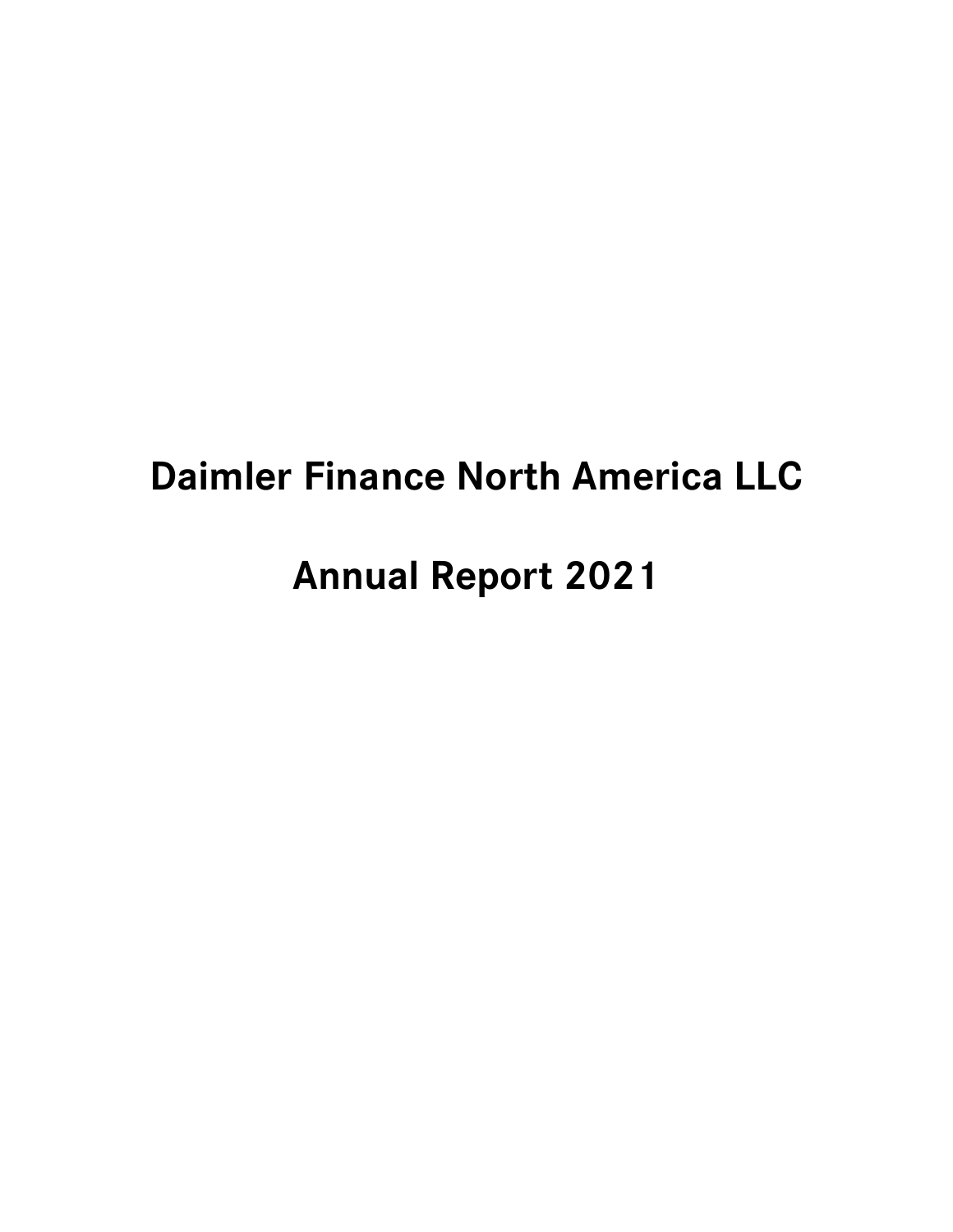# Daimler Finance North America LLC

# Annual Report 2021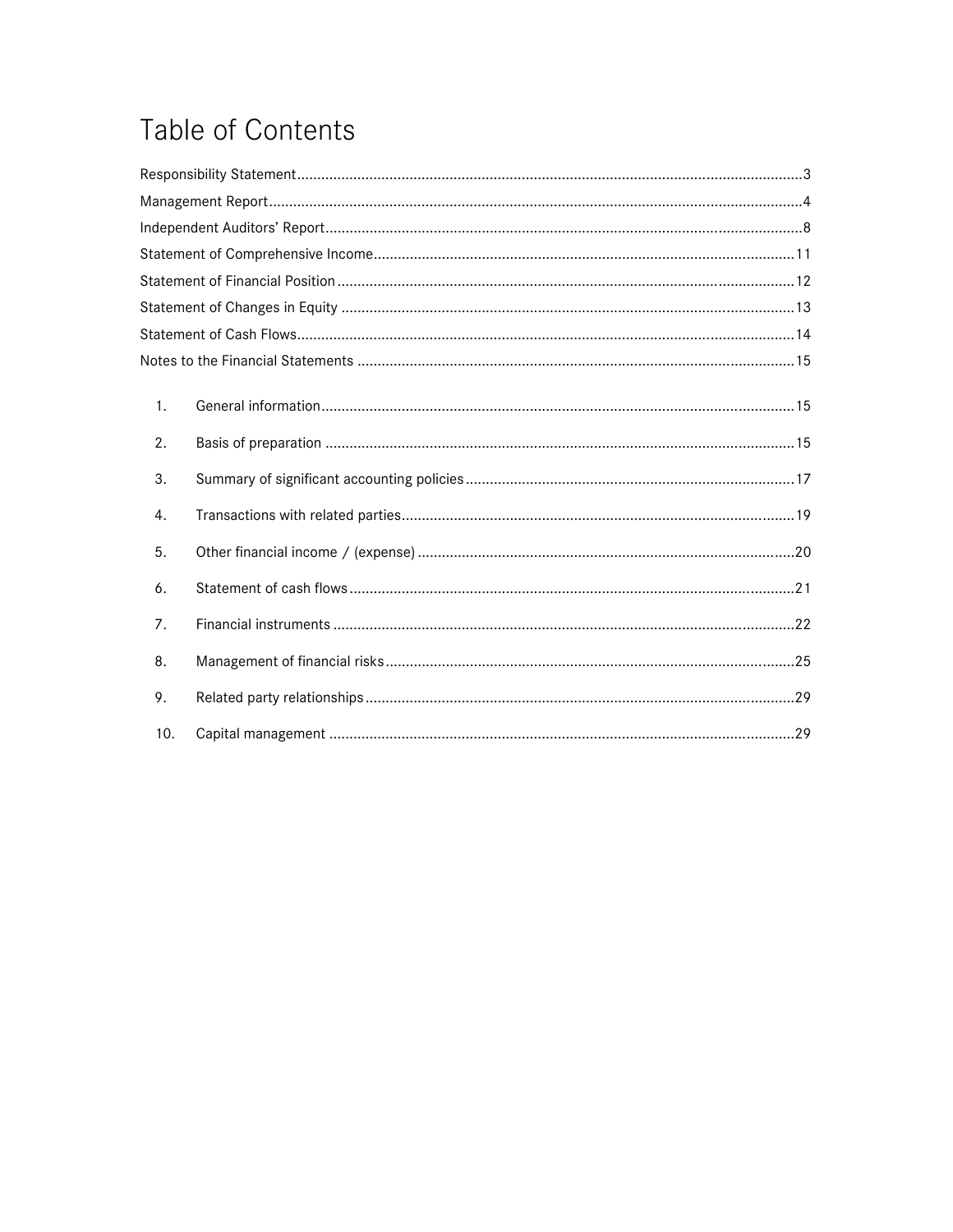# Table of Contents

Responsibility Statement ....................................................................................................................... 3

Management Report ............................................................................................................................... 4

Independent Auditors' Report ............................................................................................................... 8

Statement of Comprehensive Income .................................................................................................. 11

Statement of Financial Position ............................................................................................................ 12

Statement of Changes in Equity ........................................................................................................... 13

Statement of Cash Flows ...................................................................................................................... 14

Notes to the Financial Statements ....................................................................................................... 15

1. General information ........................................................................................................................ 15
2. Basis of preparation ........................................................................................................................ 15
3. Summary of significant accounting policies .................................................................................. 17
4. Transactions with related parties ................................................................................................... 19
5. Other financial income / (expense) ................................................................................................ 20
6. Statement of cash flows .................................................................................................................. 21
7. Financial instruments ...................................................................................................................... 22
8. Management of financial risks ....................................................................................................... 25
9. Related party relationships ............................................................................................................ 29
10. Capital management ..................................................................................................................... 29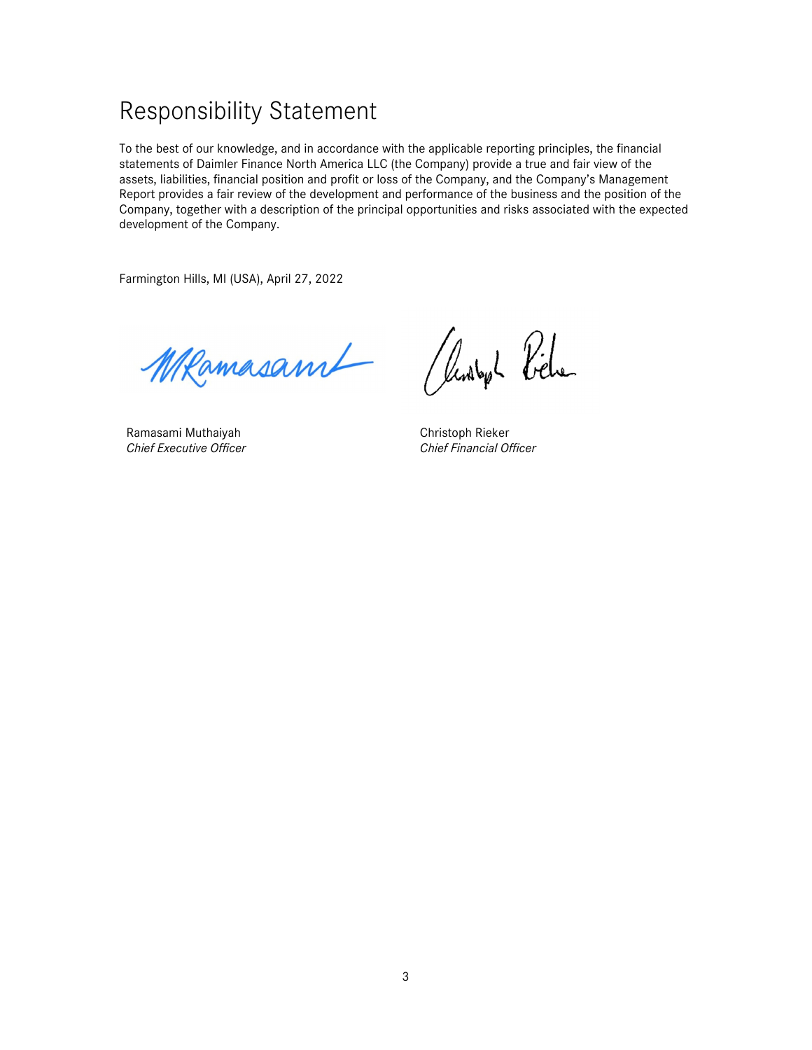# Responsibility Statement

To the best of our knowledge, and in accordance with the applicable reporting principles, the financial statements of Daimler Finance North America LLC (the Company) provide a true and fair view of the assets, liabilities, financial position and profit or loss of the Company, and the Company's Management Report provides a fair review of the development and performance of the business and the position of the Company, together with a description of the principal opportunities and risks associated with the expected development of the Company.

Farmington Hills, MI (USA), April 27, 2022

Ramasami Muthaiyah
*Chief Executive Officer*

Christoph Rieker
*Chief Financial Officer*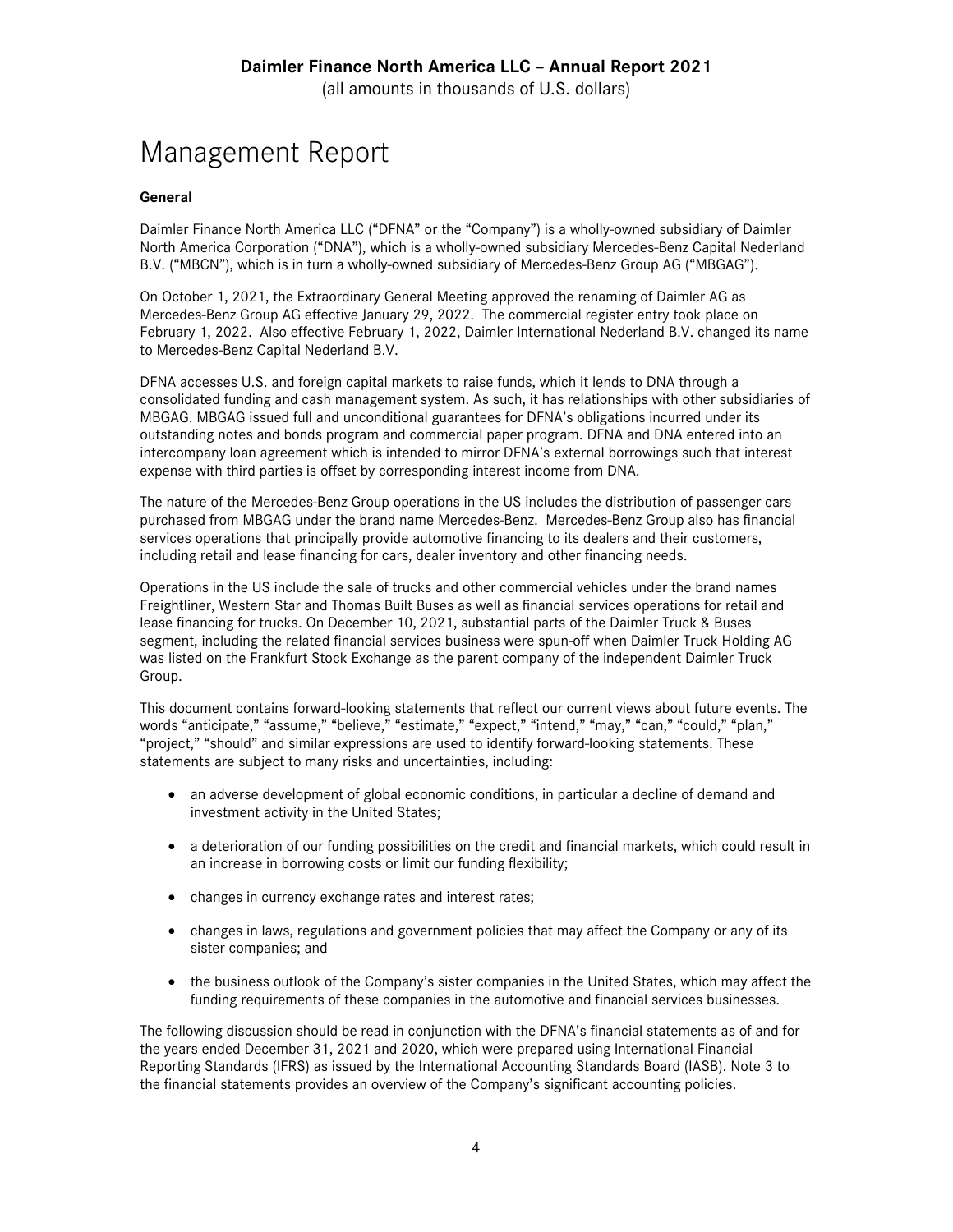# Management Report

**General**

Daimler Finance North America LLC ("DFNA" or the "Company") is a wholly-owned subsidiary of Daimler North America Corporation ("DNA"), which is a wholly-owned subsidiary Mercedes-Benz Capital Nederland B.V. ("MBCN"), which is in turn a wholly-owned subsidiary of Mercedes-Benz Group AG ("MBGAG").

On October 1, 2021, the Extraordinary General Meeting approved the renaming of Daimler AG as Mercedes-Benz Group AG effective January 29, 2022. The commercial register entry took place on February 1, 2022. Also effective February 1, 2022, Daimler International Nederland B.V. changed its name to Mercedes-Benz Capital Nederland B.V.

DFNA accesses U.S. and foreign capital markets to raise funds, which it lends to DNA through a consolidated funding and cash management system. As such, it has relationships with other subsidiaries of MBGAG. MBGAG issued full and unconditional guarantees for DFNA's obligations incurred under its outstanding notes and bonds program and commercial paper program. DFNA and DNA entered into an intercompany loan agreement which is intended to mirror DFNA's external borrowings such that interest expense with third parties is offset by corresponding interest income from DNA.

The nature of the Mercedes-Benz Group operations in the US includes the distribution of passenger cars purchased from MBGAG under the brand name Mercedes-Benz. Mercedes-Benz Group also has financial services operations that principally provide automotive financing to its dealers and their customers, including retail and lease financing for cars, dealer inventory and other financing needs.

Operations in the US include the sale of trucks and other commercial vehicles under the brand names Freightliner, Western Star and Thomas Built Buses as well as financial services operations for retail and lease financing for trucks. On December 10, 2021, substantial parts of the Daimler Truck & Buses segment, including the related financial services business were spun-off when Daimler Truck Holding AG was listed on the Frankfurt Stock Exchange as the parent company of the independent Daimler Truck Group.

This document contains forward-looking statements that reflect our current views about future events. The words "anticipate," "assume," "believe," "estimate," "expect," "intend," "may," "can," "could," "plan," "project," "should" and similar expressions are used to identify forward-looking statements. These statements are subject to many risks and uncertainties, including:

- an adverse development of global economic conditions, in particular a decline of demand and investment activity in the United States;
- a deterioration of our funding possibilities on the credit and financial markets, which could result in an increase in borrowing costs or limit our funding flexibility;
- changes in currency exchange rates and interest rates;
- changes in laws, regulations and government policies that may affect the Company or any of its sister companies; and
- the business outlook of the Company's sister companies in the United States, which may affect the funding requirements of these companies in the automotive and financial services businesses.

The following discussion should be read in conjunction with the DFNA's financial statements as of and for the years ended December 31, 2021 and 2020, which were prepared using International Financial Reporting Standards (IFRS) as issued by the International Accounting Standards Board (IASB). Note 3 to the financial statements provides an overview of the Company's significant accounting policies.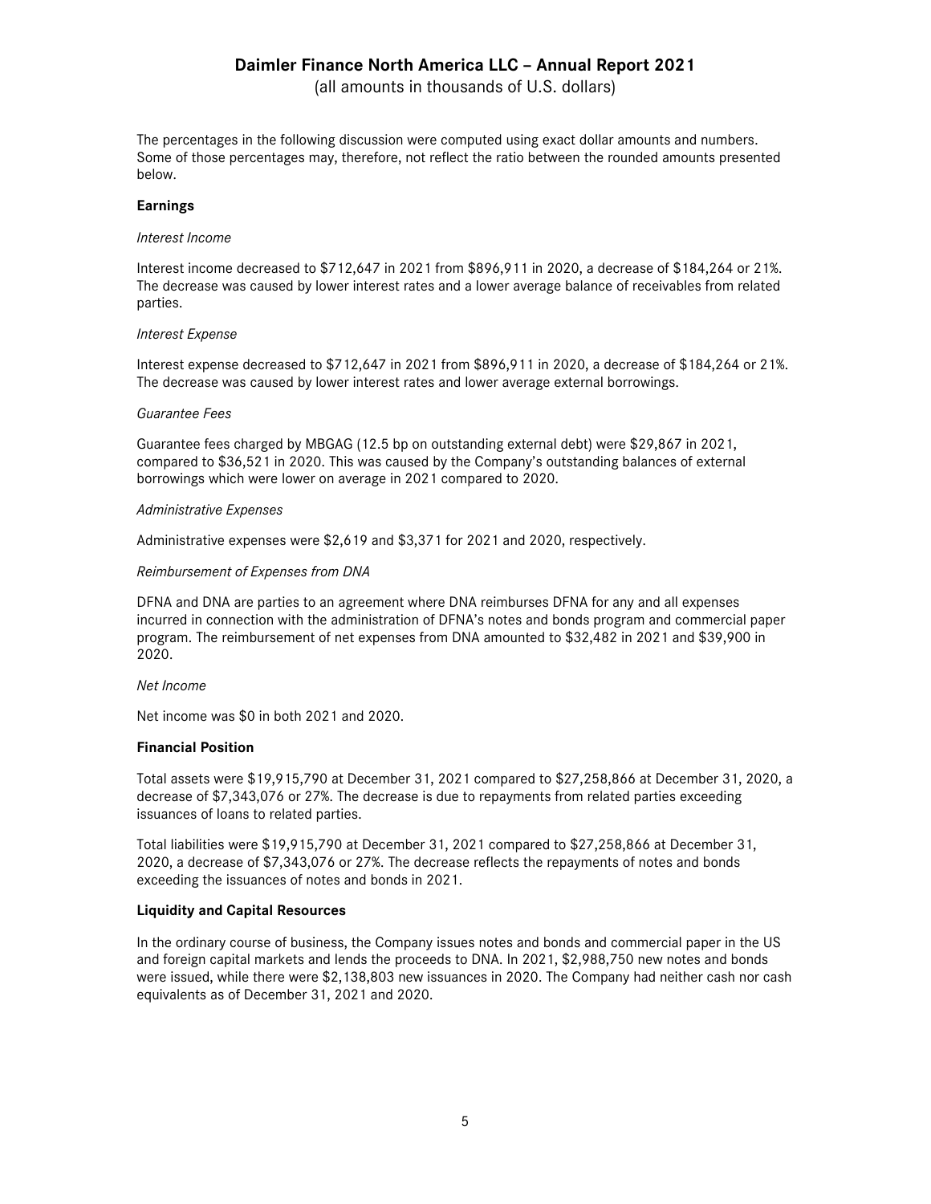The percentages in the following discussion were computed using exact dollar amounts and numbers. Some of those percentages may, therefore, not reflect the ratio between the rounded amounts presented below.

**Earnings**

*Interest Income*

Interest income decreased to $712,647 in 2021 from $896,911 in 2020, a decrease of $184,264 or 21%. The decrease was caused by lower interest rates and a lower average balance of receivables from related parties.

*Interest Expense*

Interest expense decreased to $712,647 in 2021 from $896,911 in 2020, a decrease of $184,264 or 21%. The decrease was caused by lower interest rates and lower average external borrowings.

*Guarantee Fees*

Guarantee fees charged by MBGAG (12.5 bp on outstanding external debt) were $29,867 in 2021, compared to $36,521 in 2020. This was caused by the Company's outstanding balances of external borrowings which were lower on average in 2021 compared to 2020.

*Administrative Expenses*

Administrative expenses were $2,619 and $3,371 for 2021 and 2020, respectively.

*Reimbursement of Expenses from DNA*

DFNA and DNA are parties to an agreement where DNA reimburses DFNA for any and all expenses incurred in connection with the administration of DFNA's notes and bonds program and commercial paper program. The reimbursement of net expenses from DNA amounted to $32,482 in 2021 and $39,900 in 2020.

*Net Income*

Net income was $0 in both 2021 and 2020.

**Financial Position**

Total assets were $19,915,790 at December 31, 2021 compared to $27,258,866 at December 31, 2020, a decrease of $7,343,076 or 27%. The decrease is due to repayments from related parties exceeding issuances of loans to related parties.

Total liabilities were $19,915,790 at December 31, 2021 compared to $27,258,866 at December 31, 2020, a decrease of $7,343,076 or 27%. The decrease reflects the repayments of notes and bonds exceeding the issuances of notes and bonds in 2021.

**Liquidity and Capital Resources**

In the ordinary course of business, the Company issues notes and bonds and commercial paper in the US and foreign capital markets and lends the proceeds to DNA. In 2021, $2,988,750 new notes and bonds were issued, while there were $2,138,803 new issuances in 2020. The Company had neither cash nor cash equivalents as of December 31, 2021 and 2020.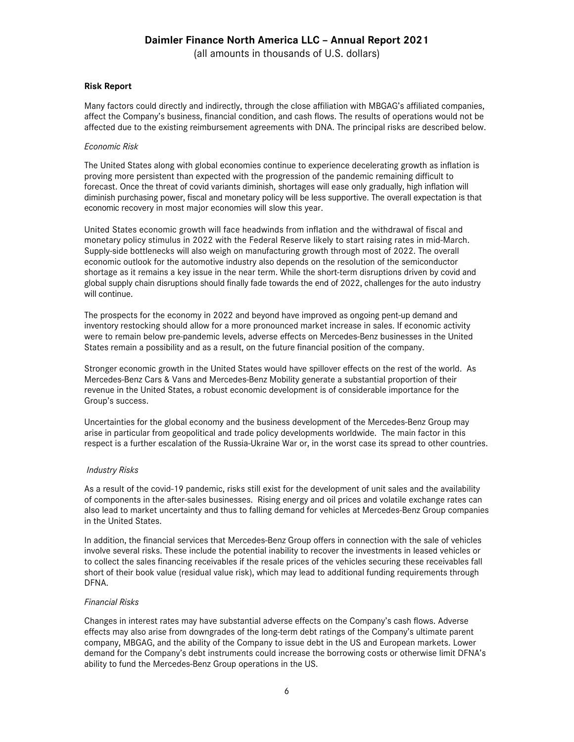**Risk Report**

Many factors could directly and indirectly, through the close affiliation with MBGAG's affiliated companies, affect the Company's business, financial condition, and cash flows. The results of operations would not be affected due to the existing reimbursement agreements with DNA. The principal risks are described below.

*Economic Risk*

The United States along with global economies continue to experience decelerating growth as inflation is proving more persistent than expected with the progression of the pandemic remaining difficult to forecast. Once the threat of covid variants diminish, shortages will ease only gradually, high inflation will diminish purchasing power, fiscal and monetary policy will be less supportive. The overall expectation is that economic recovery in most major economies will slow this year.

United States economic growth will face headwinds from inflation and the withdrawal of fiscal and monetary policy stimulus in 2022 with the Federal Reserve likely to start raising rates in mid-March. Supply-side bottlenecks will also weigh on manufacturing growth through most of 2022. The overall economic outlook for the automotive industry also depends on the resolution of the semiconductor shortage as it remains a key issue in the near term. While the short-term disruptions driven by covid and global supply chain disruptions should finally fade towards the end of 2022, challenges for the auto industry will continue.

The prospects for the economy in 2022 and beyond have improved as ongoing pent-up demand and inventory restocking should allow for a more pronounced market increase in sales. If economic activity were to remain below pre-pandemic levels, adverse effects on Mercedes-Benz businesses in the United States remain a possibility and as a result, on the future financial position of the company.

Stronger economic growth in the United States would have spillover effects on the rest of the world. As Mercedes-Benz Cars & Vans and Mercedes-Benz Mobility generate a substantial proportion of their revenue in the United States, a robust economic development is of considerable importance for the Group's success.

Uncertainties for the global economy and the business development of the Mercedes-Benz Group may arise in particular from geopolitical and trade policy developments worldwide. The main factor in this respect is a further escalation of the Russia-Ukraine War or, in the worst case its spread to other countries.

*Industry Risks*

As a result of the covid-19 pandemic, risks still exist for the development of unit sales and the availability of components in the after-sales businesses. Rising energy and oil prices and volatile exchange rates can also lead to market uncertainty and thus to falling demand for vehicles at Mercedes-Benz Group companies in the United States.

In addition, the financial services that Mercedes-Benz Group offers in connection with the sale of vehicles involve several risks. These include the potential inability to recover the investments in leased vehicles or to collect the sales financing receivables if the resale prices of the vehicles securing these receivables fall short of their book value (residual value risk), which may lead to additional funding requirements through DFNA.

*Financial Risks*

Changes in interest rates may have substantial adverse effects on the Company's cash flows. Adverse effects may also arise from downgrades of the long-term debt ratings of the Company's ultimate parent company, MBGAG, and the ability of the Company to issue debt in the US and European markets. Lower demand for the Company's debt instruments could increase the borrowing costs or otherwise limit DFNA's ability to fund the Mercedes-Benz Group operations in the US.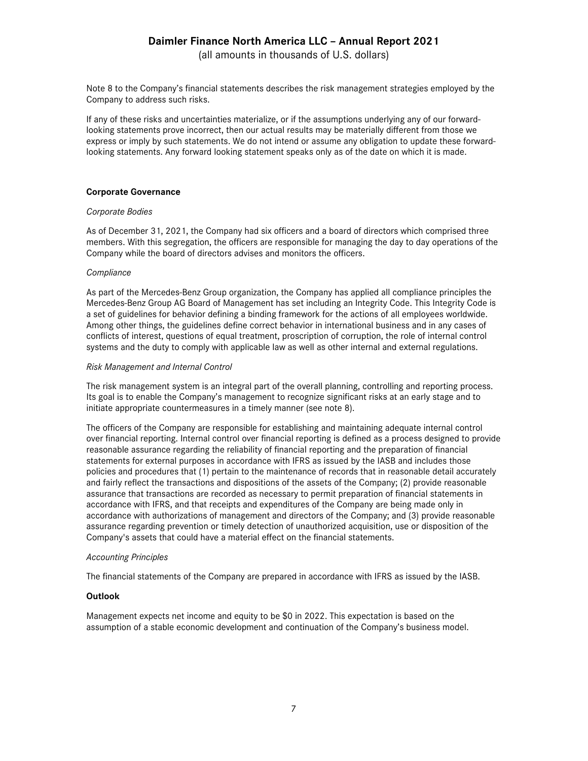Note 8 to the Company's financial statements describes the risk management strategies employed by the Company to address such risks.

If any of these risks and uncertainties materialize, or if the assumptions underlying any of our forward-looking statements prove incorrect, then our actual results may be materially different from those we express or imply by such statements. We do not intend or assume any obligation to update these forward-looking statements. Any forward looking statement speaks only as of the date on which it is made.

**Corporate Governance**

*Corporate Bodies*

As of December 31, 2021, the Company had six officers and a board of directors which comprised three members. With this segregation, the officers are responsible for managing the day to day operations of the Company while the board of directors advises and monitors the officers.

*Compliance*

As part of the Mercedes-Benz Group organization, the Company has applied all compliance principles the Mercedes-Benz Group AG Board of Management has set including an Integrity Code. This Integrity Code is a set of guidelines for behavior defining a binding framework for the actions of all employees worldwide. Among other things, the guidelines define correct behavior in international business and in any cases of conflicts of interest, questions of equal treatment, proscription of corruption, the role of internal control systems and the duty to comply with applicable law as well as other internal and external regulations.

*Risk Management and Internal Control*

The risk management system is an integral part of the overall planning, controlling and reporting process. Its goal is to enable the Company's management to recognize significant risks at an early stage and to initiate appropriate countermeasures in a timely manner (see note 8).

The officers of the Company are responsible for establishing and maintaining adequate internal control over financial reporting. Internal control over financial reporting is defined as a process designed to provide reasonable assurance regarding the reliability of financial reporting and the preparation of financial statements for external purposes in accordance with IFRS as issued by the IASB and includes those policies and procedures that (1) pertain to the maintenance of records that in reasonable detail accurately and fairly reflect the transactions and dispositions of the assets of the Company; (2) provide reasonable assurance that transactions are recorded as necessary to permit preparation of financial statements in accordance with IFRS, and that receipts and expenditures of the Company are being made only in accordance with authorizations of management and directors of the Company; and (3) provide reasonable assurance regarding prevention or timely detection of unauthorized acquisition, use or disposition of the Company's assets that could have a material effect on the financial statements.

*Accounting Principles*

The financial statements of the Company are prepared in accordance with IFRS as issued by the IASB.

**Outlook**

Management expects net income and equity to be $0 in 2022. This expectation is based on the assumption of a stable economic development and continuation of the Company's business model.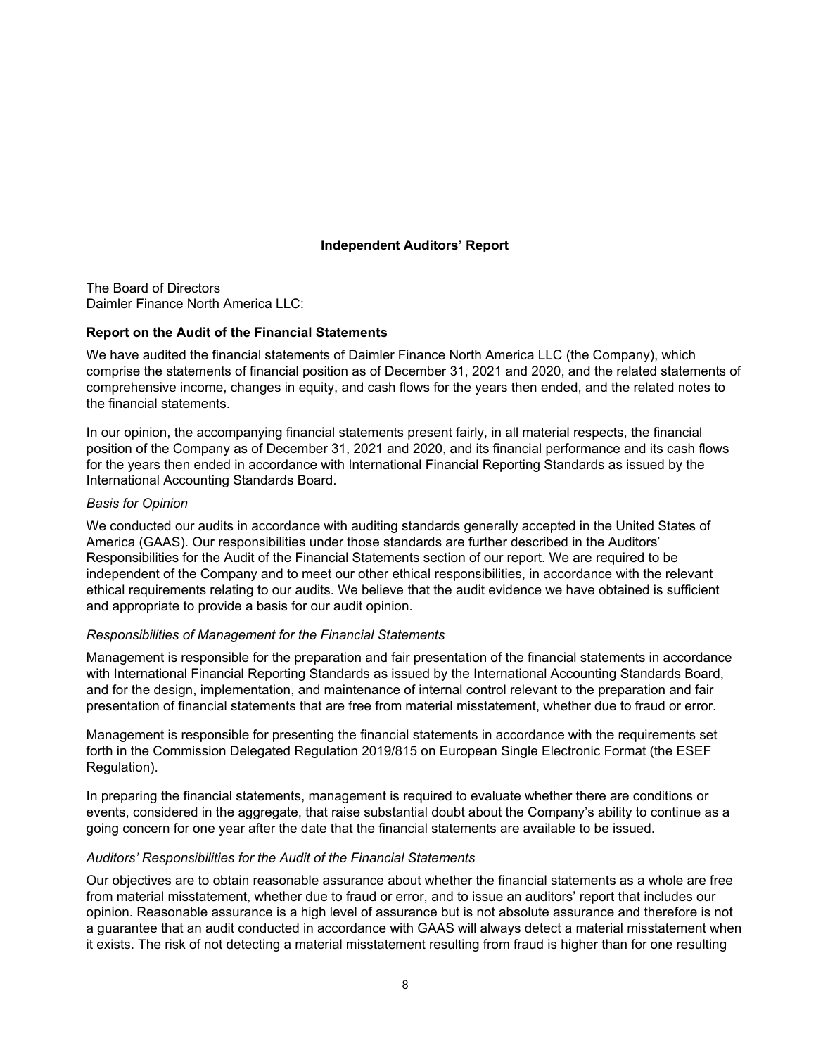## Independent Auditors' Report

The Board of Directors
Daimler Finance North America LLC:

### Report on the Audit of the Financial Statements

We have audited the financial statements of Daimler Finance North America LLC (the Company), which comprise the statements of financial position as of December 31, 2021 and 2020, and the related statements of comprehensive income, changes in equity, and cash flows for the years then ended, and the related notes to the financial statements.

In our opinion, the accompanying financial statements present fairly, in all material respects, the financial position of the Company as of December 31, 2021 and 2020, and its financial performance and its cash flows for the years then ended in accordance with International Financial Reporting Standards as issued by the International Accounting Standards Board.

*Basis for Opinion*

We conducted our audits in accordance with auditing standards generally accepted in the United States of America (GAAS). Our responsibilities under those standards are further described in the Auditors' Responsibilities for the Audit of the Financial Statements section of our report. We are required to be independent of the Company and to meet our other ethical responsibilities, in accordance with the relevant ethical requirements relating to our audits. We believe that the audit evidence we have obtained is sufficient and appropriate to provide a basis for our audit opinion.

*Responsibilities of Management for the Financial Statements*

Management is responsible for the preparation and fair presentation of the financial statements in accordance with International Financial Reporting Standards as issued by the International Accounting Standards Board, and for the design, implementation, and maintenance of internal control relevant to the preparation and fair presentation of financial statements that are free from material misstatement, whether due to fraud or error.

Management is responsible for presenting the financial statements in accordance with the requirements set forth in the Commission Delegated Regulation 2019/815 on European Single Electronic Format (the ESEF Regulation).

In preparing the financial statements, management is required to evaluate whether there are conditions or events, considered in the aggregate, that raise substantial doubt about the Company's ability to continue as a going concern for one year after the date that the financial statements are available to be issued.

*Auditors' Responsibilities for the Audit of the Financial Statements*

Our objectives are to obtain reasonable assurance about whether the financial statements as a whole are free from material misstatement, whether due to fraud or error, and to issue an auditors' report that includes our opinion. Reasonable assurance is a high level of assurance but is not absolute assurance and therefore is not a guarantee that an audit conducted in accordance with GAAS will always detect a material misstatement when it exists. The risk of not detecting a material misstatement resulting from fraud is higher than for one resulting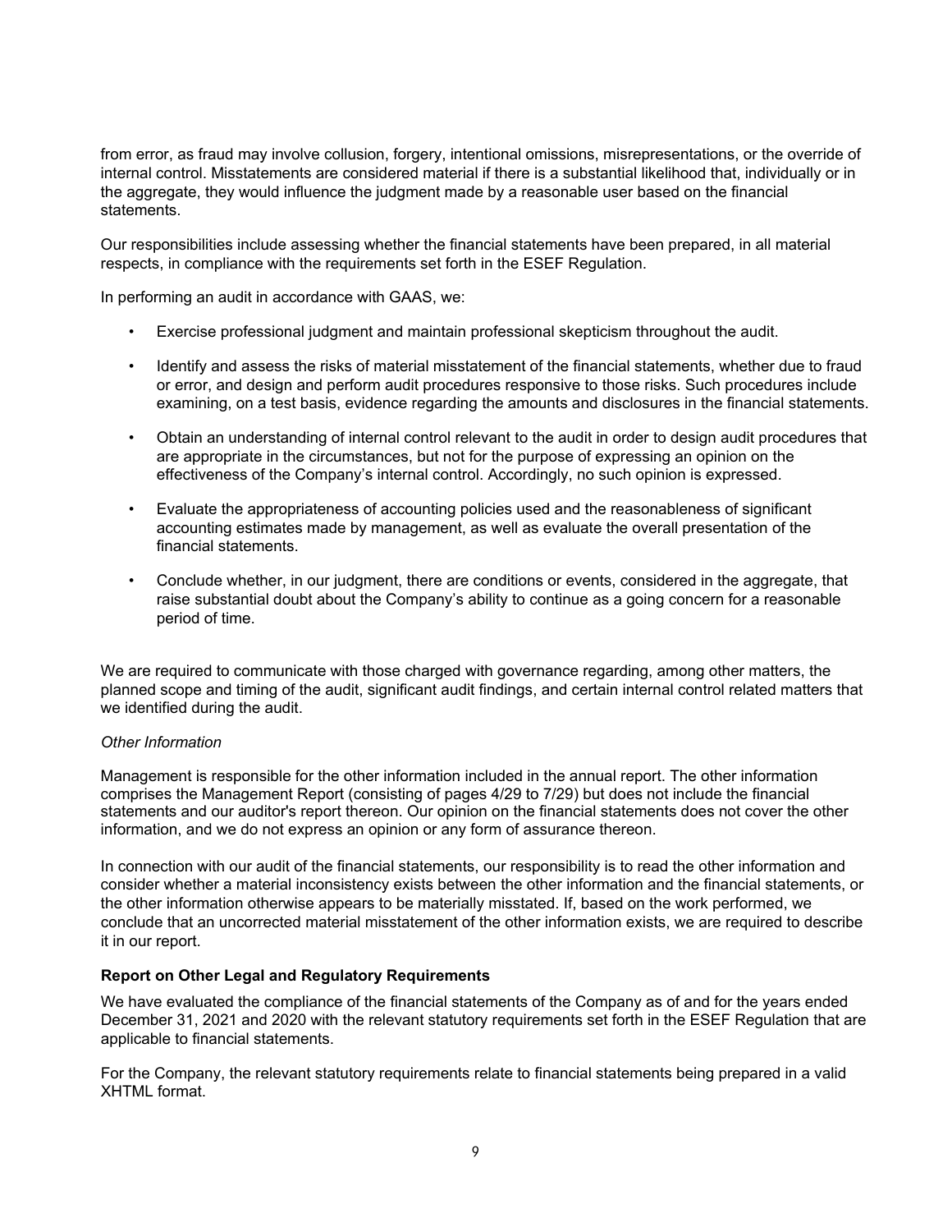from error, as fraud may involve collusion, forgery, intentional omissions, misrepresentations, or the override of internal control. Misstatements are considered material if there is a substantial likelihood that, individually or in the aggregate, they would influence the judgment made by a reasonable user based on the financial statements.

Our responsibilities include assessing whether the financial statements have been prepared, in all material respects, in compliance with the requirements set forth in the ESEF Regulation.

In performing an audit in accordance with GAAS, we:

- Exercise professional judgment and maintain professional skepticism throughout the audit.
- Identify and assess the risks of material misstatement of the financial statements, whether due to fraud or error, and design and perform audit procedures responsive to those risks. Such procedures include examining, on a test basis, evidence regarding the amounts and disclosures in the financial statements.
- Obtain an understanding of internal control relevant to the audit in order to design audit procedures that are appropriate in the circumstances, but not for the purpose of expressing an opinion on the effectiveness of the Company's internal control. Accordingly, no such opinion is expressed.
- Evaluate the appropriateness of accounting policies used and the reasonableness of significant accounting estimates made by management, as well as evaluate the overall presentation of the financial statements.
- Conclude whether, in our judgment, there are conditions or events, considered in the aggregate, that raise substantial doubt about the Company's ability to continue as a going concern for a reasonable period of time.

We are required to communicate with those charged with governance regarding, among other matters, the planned scope and timing of the audit, significant audit findings, and certain internal control related matters that we identified during the audit.

*Other Information*

Management is responsible for the other information included in the annual report. The other information comprises the Management Report (consisting of pages 4/29 to 7/29) but does not include the financial statements and our auditor's report thereon. Our opinion on the financial statements does not cover the other information, and we do not express an opinion or any form of assurance thereon.

In connection with our audit of the financial statements, our responsibility is to read the other information and consider whether a material inconsistency exists between the other information and the financial statements, or the other information otherwise appears to be materially misstated. If, based on the work performed, we conclude that an uncorrected material misstatement of the other information exists, we are required to describe it in our report.

**Report on Other Legal and Regulatory Requirements**

We have evaluated the compliance of the financial statements of the Company as of and for the years ended December 31, 2021 and 2020 with the relevant statutory requirements set forth in the ESEF Regulation that are applicable to financial statements.

For the Company, the relevant statutory requirements relate to financial statements being prepared in a valid XHTML format.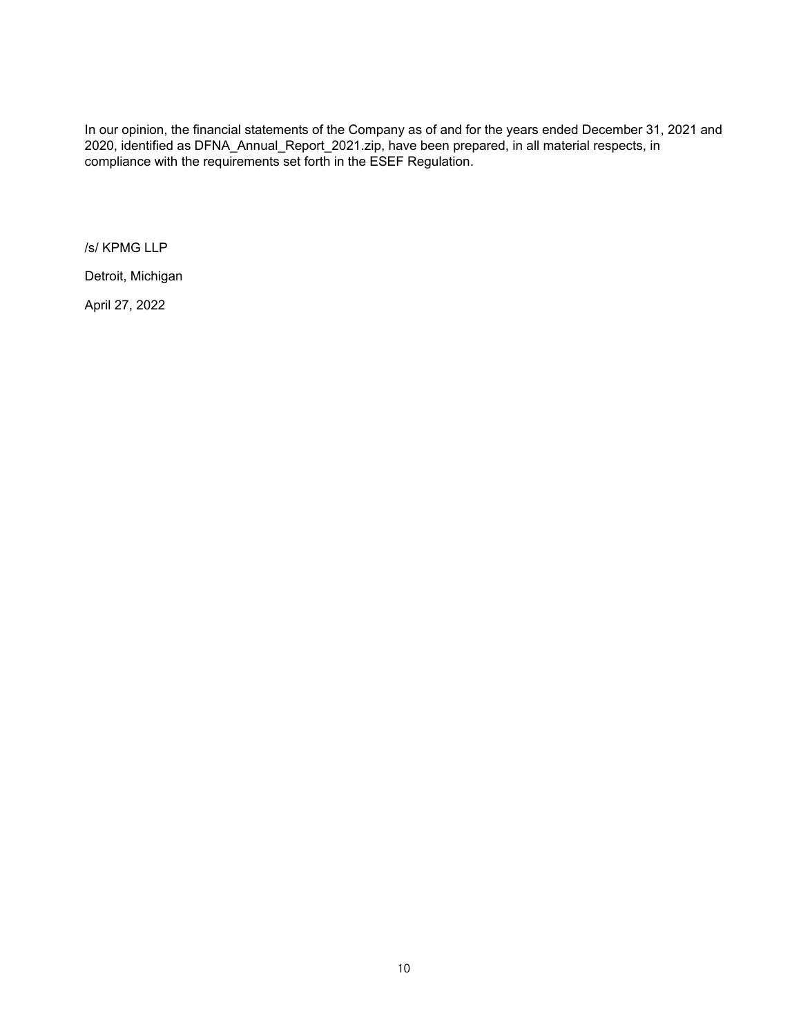In our opinion, the financial statements of the Company as of and for the years ended December 31, 2021 and 2020, identified as DFNA_Annual_Report_2021.zip, have been prepared, in all material respects, in compliance with the requirements set forth in the ESEF Regulation.

/s/ KPMG LLP

Detroit, Michigan

April 27, 2022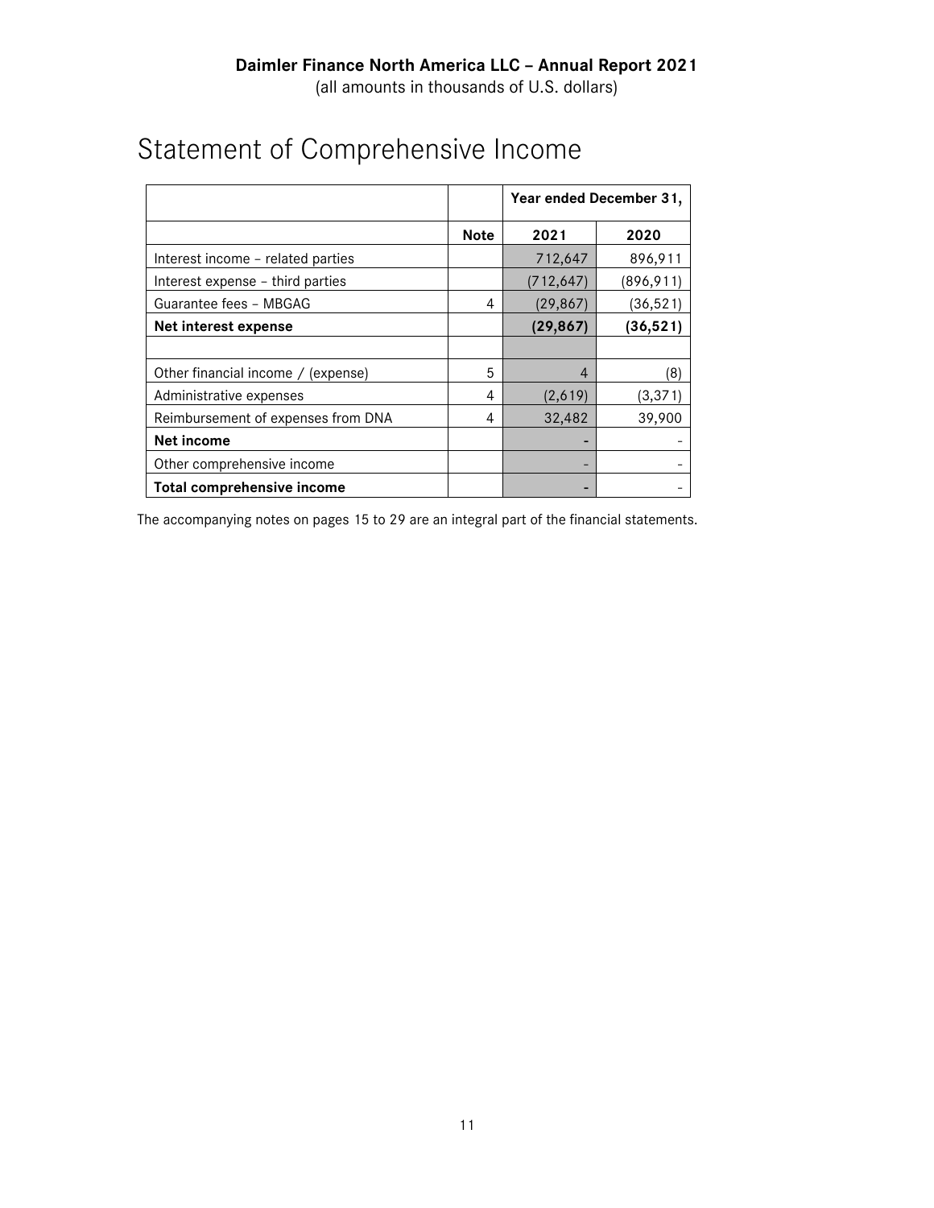**Daimler Finance North America LLC – Annual Report 2021**
(all amounts in thousands of U.S. dollars)

# Statement of Comprehensive Income

| | | Year ended December 31, | |
|---|---|---|---|
| | **Note** | **2021** | **2020** |
| Interest income – related parties | | 712,647 | 896,911 |
| Interest expense – third parties | | (712,647) | (896,911) |
| Guarantee fees – MBGAG | 4 | (29,867) | (36,521) |
| **Net interest expense** | | **(29,867)** | **(36,521)** |
| | | | |
| Other financial income / (expense) | 5 | 4 | (8) |
| Administrative expenses | 4 | (2,619) | (3,371) |
| Reimbursement of expenses from DNA | 4 | 32,482 | 39,900 |
| **Net income** | | **-** | - |
| Other comprehensive income | | - | - |
| **Total comprehensive income** | | **-** | - |

The accompanying notes on pages 15 to 29 are an integral part of the financial statements.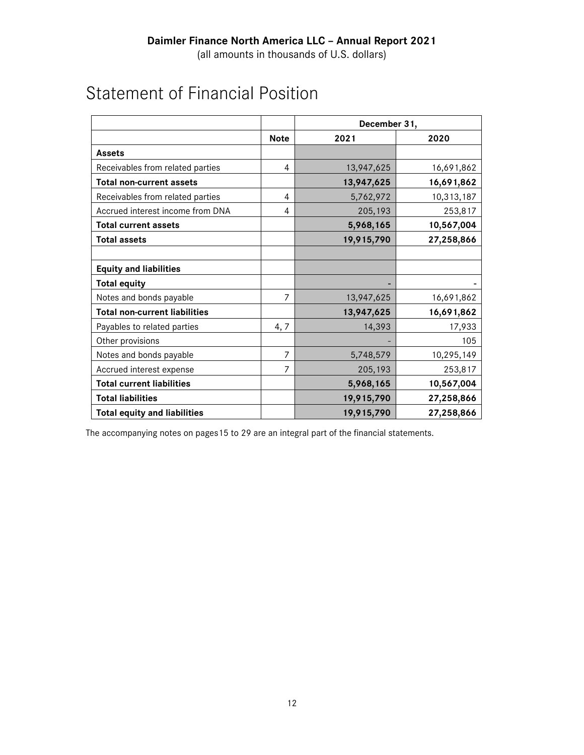**Daimler Finance North America LLC – Annual Report 2021**
(all amounts in thousands of U.S. dollars)

# Statement of Financial Position

| | | December 31, | |
|---|---|---|---|
| | **Note** | **2021** | **2020** |
| **Assets** | | | |
| Receivables from related parties | 4 | 13,947,625 | 16,691,862 |
| **Total non-current assets** | | **13,947,625** | **16,691,862** |
| Receivables from related parties | 4 | 5,762,972 | 10,313,187 |
| Accrued interest income from DNA | 4 | 205,193 | 253,817 |
| **Total current assets** | | **5,968,165** | **10,567,004** |
| **Total assets** | | **19,915,790** | **27,258,866** |
| | | | |
| **Equity and liabilities** | | | |
| **Total equity** | | - | - |
| Notes and bonds payable | 7 | 13,947,625 | 16,691,862 |
| **Total non-current liabilities** | | **13,947,625** | **16,691,862** |
| Payables to related parties | 4, 7 | 14,393 | 17,933 |
| Other provisions | | - | 105 |
| Notes and bonds payable | 7 | 5,748,579 | 10,295,149 |
| Accrued interest expense | 7 | 205,193 | 253,817 |
| **Total current liabilities** | | **5,968,165** | **10,567,004** |
| **Total liabilities** | | **19,915,790** | **27,258,866** |
| **Total equity and liabilities** | | **19,915,790** | **27,258,866** |

The accompanying notes on pages15 to 29 are an integral part of the financial statements.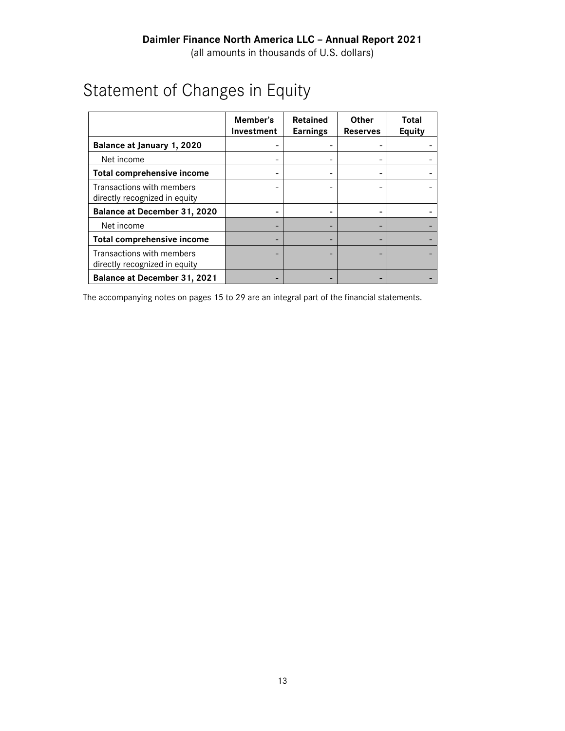**Daimler Finance North America LLC – Annual Report 2021**
(all amounts in thousands of U.S. dollars)

# Statement of Changes in Equity

| | Member's Investment | Retained Earnings | Other Reserves | Total Equity |
|---|---|---|---|---|
| **Balance at January 1, 2020** | **-** | **-** | **-** | **-** |
| Net income | - | - | - | - |
| **Total comprehensive income** | **-** | **-** | **-** | **-** |
| Transactions with members directly recognized in equity | - | - | - | - |
| **Balance at December 31, 2020** | **-** | **-** | **-** | **-** |
| Net income | - | - | - | - |
| **Total comprehensive income** | **-** | **-** | **-** | **-** |
| Transactions with members directly recognized in equity | - | - | - | - |
| **Balance at December 31, 2021** | **-** | **-** | **-** | **-** |

The accompanying notes on pages 15 to 29 are an integral part of the financial statements.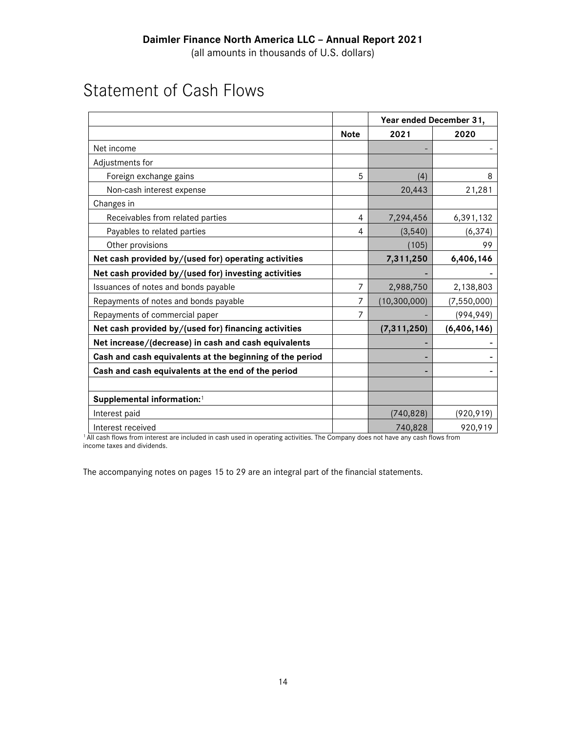**Daimler Finance North America LLC – Annual Report 2021**
(all amounts in thousands of U.S. dollars)

# Statement of Cash Flows

| | | Year ended December 31, | |
|---|---|---|---|
| | **Note** | **2021** | **2020** |
| Net income | | - | - |
| Adjustments for | | | |
| Foreign exchange gains | 5 | (4) | 8 |
| Non-cash interest expense | | 20,443 | 21,281 |
| Changes in | | | |
| Receivables from related parties | 4 | 7,294,456 | 6,391,132 |
| Payables to related parties | 4 | (3,540) | (6,374) |
| Other provisions | | (105) | 99 |
| **Net cash provided by/(used for) operating activities** | | **7,311,250** | **6,406,146** |
| **Net cash provided by/(used for) investing activities** | | **-** | - |
| Issuances of notes and bonds payable | 7 | 2,988,750 | 2,138,803 |
| Repayments of notes and bonds payable | 7 | (10,300,000) | (7,550,000) |
| Repayments of commercial paper | 7 | - | (994,949) |
| **Net cash provided by/(used for) financing activities** | | **(7,311,250)** | **(6,406,146)** |
| **Net increase/(decrease) in cash and cash equivalents** | | **-** | - |
| **Cash and cash equivalents at the beginning of the period** | | **-** | - |
| **Cash and cash equivalents at the end of the period** | | **-** | - |
| | | | |
| **Supplemental information:**[1] | | | |
| Interest paid | | (740,828) | (920,919) |
| Interest received | | 740,828 | 920,919 |

[1] All cash flows from interest are included in cash used in operating activities. The Company does not have any cash flows from income taxes and dividends.

The accompanying notes on pages 15 to 29 are an integral part of the financial statements.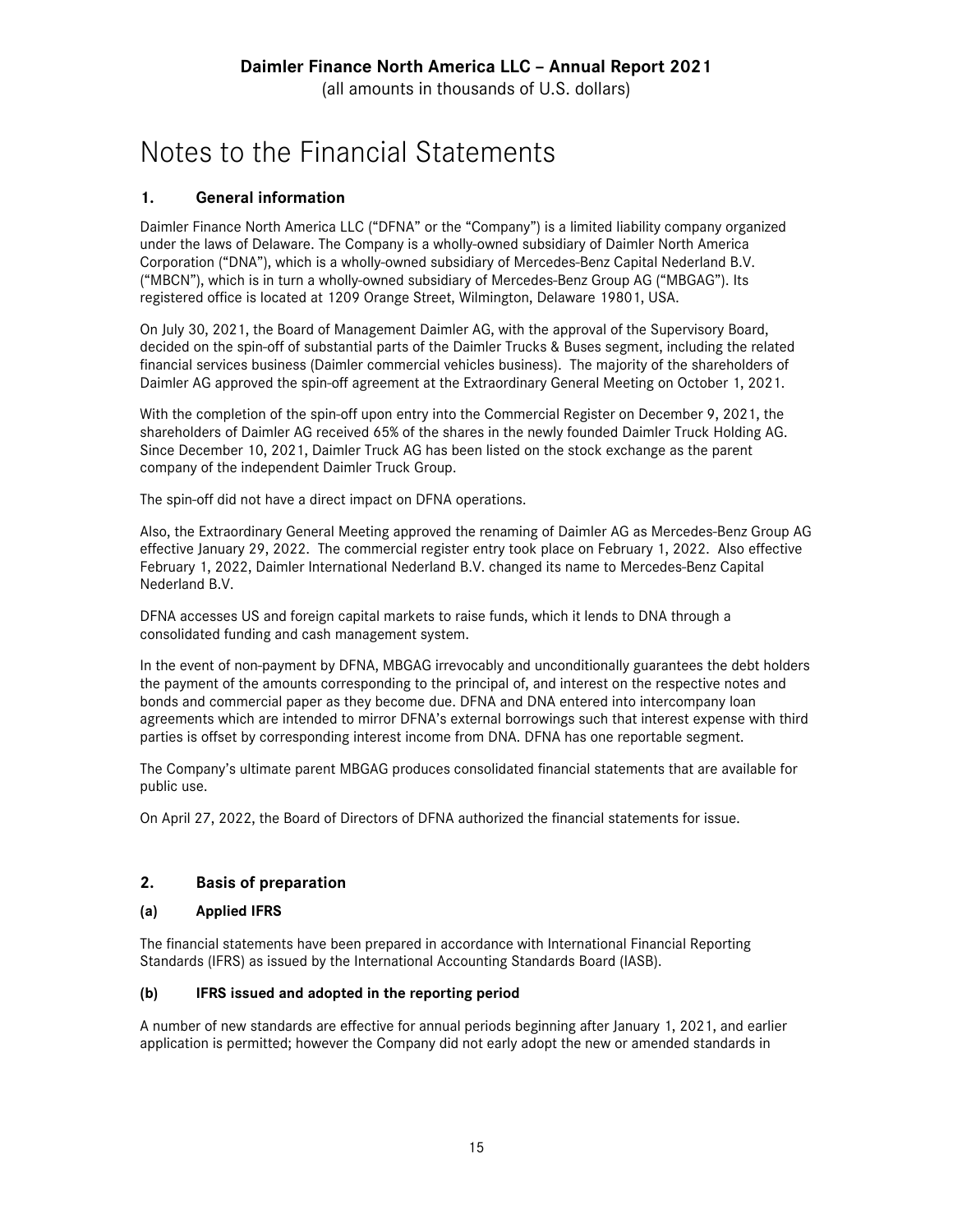# Notes to the Financial Statements

## 1. General information

Daimler Finance North America LLC ("DFNA" or the "Company") is a limited liability company organized under the laws of Delaware. The Company is a wholly-owned subsidiary of Daimler North America Corporation ("DNA"), which is a wholly-owned subsidiary of Mercedes-Benz Capital Nederland B.V. ("MBCN"), which is in turn a wholly-owned subsidiary of Mercedes-Benz Group AG ("MBGAG"). Its registered office is located at 1209 Orange Street, Wilmington, Delaware 19801, USA.

On July 30, 2021, the Board of Management Daimler AG, with the approval of the Supervisory Board, decided on the spin-off of substantial parts of the Daimler Trucks & Buses segment, including the related financial services business (Daimler commercial vehicles business). The majority of the shareholders of Daimler AG approved the spin-off agreement at the Extraordinary General Meeting on October 1, 2021.

With the completion of the spin-off upon entry into the Commercial Register on December 9, 2021, the shareholders of Daimler AG received 65% of the shares in the newly founded Daimler Truck Holding AG. Since December 10, 2021, Daimler Truck AG has been listed on the stock exchange as the parent company of the independent Daimler Truck Group.

The spin-off did not have a direct impact on DFNA operations.

Also, the Extraordinary General Meeting approved the renaming of Daimler AG as Mercedes-Benz Group AG effective January 29, 2022. The commercial register entry took place on February 1, 2022. Also effective February 1, 2022, Daimler International Nederland B.V. changed its name to Mercedes-Benz Capital Nederland B.V.

DFNA accesses US and foreign capital markets to raise funds, which it lends to DNA through a consolidated funding and cash management system.

In the event of non-payment by DFNA, MBGAG irrevocably and unconditionally guarantees the debt holders the payment of the amounts corresponding to the principal of, and interest on the respective notes and bonds and commercial paper as they become due. DFNA and DNA entered into intercompany loan agreements which are intended to mirror DFNA's external borrowings such that interest expense with third parties is offset by corresponding interest income from DNA. DFNA has one reportable segment.

The Company's ultimate parent MBGAG produces consolidated financial statements that are available for public use.

On April 27, 2022, the Board of Directors of DFNA authorized the financial statements for issue.

## 2. Basis of preparation

### (a) Applied IFRS

The financial statements have been prepared in accordance with International Financial Reporting Standards (IFRS) as issued by the International Accounting Standards Board (IASB).

### (b) IFRS issued and adopted in the reporting period

A number of new standards are effective for annual periods beginning after January 1, 2021, and earlier application is permitted; however the Company did not early adopt the new or amended standards in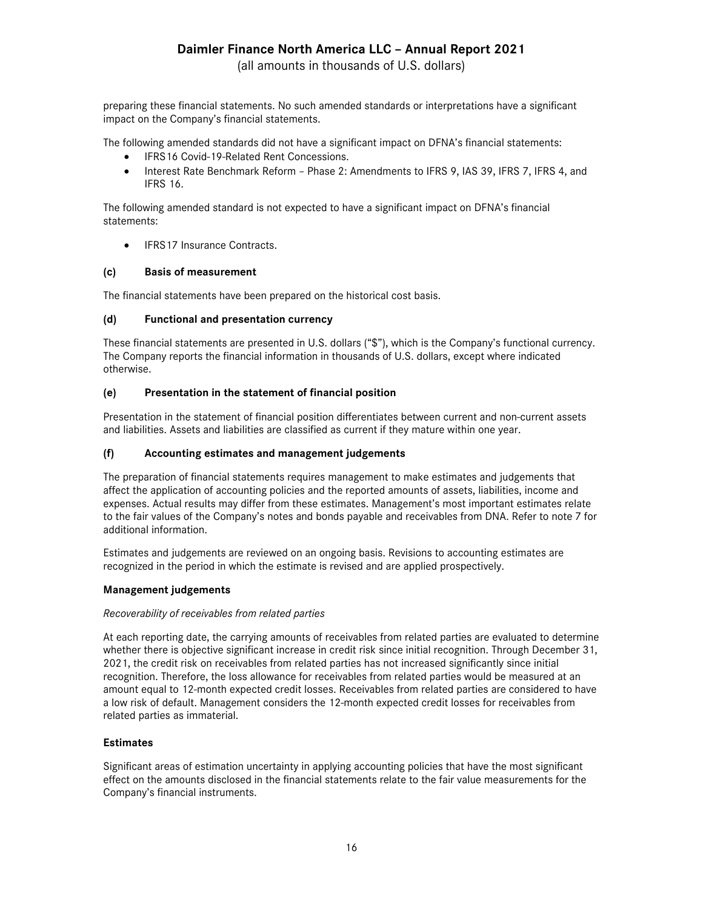preparing these financial statements. No such amended standards or interpretations have a significant impact on the Company's financial statements.

The following amended standards did not have a significant impact on DFNA's financial statements:

- IFRS16 Covid-19-Related Rent Concessions.
- Interest Rate Benchmark Reform – Phase 2: Amendments to IFRS 9, IAS 39, IFRS 7, IFRS 4, and IFRS 16.

The following amended standard is not expected to have a significant impact on DFNA's financial statements:

- IFRS17 Insurance Contracts.

### (c) Basis of measurement

The financial statements have been prepared on the historical cost basis.

### (d) Functional and presentation currency

These financial statements are presented in U.S. dollars ("$"), which is the Company's functional currency. The Company reports the financial information in thousands of U.S. dollars, except where indicated otherwise.

### (e) Presentation in the statement of financial position

Presentation in the statement of financial position differentiates between current and non-current assets and liabilities. Assets and liabilities are classified as current if they mature within one year.

### (f) Accounting estimates and management judgements

The preparation of financial statements requires management to make estimates and judgements that affect the application of accounting policies and the reported amounts of assets, liabilities, income and expenses. Actual results may differ from these estimates. Management's most important estimates relate to the fair values of the Company's notes and bonds payable and receivables from DNA. Refer to note 7 for additional information.

Estimates and judgements are reviewed on an ongoing basis. Revisions to accounting estimates are recognized in the period in which the estimate is revised and are applied prospectively.

**Management judgements**

*Recoverability of receivables from related parties*

At each reporting date, the carrying amounts of receivables from related parties are evaluated to determine whether there is objective significant increase in credit risk since initial recognition. Through December 31, 2021, the credit risk on receivables from related parties has not increased significantly since initial recognition. Therefore, the loss allowance for receivables from related parties would be measured at an amount equal to 12-month expected credit losses. Receivables from related parties are considered to have a low risk of default. Management considers the 12-month expected credit losses for receivables from related parties as immaterial.

**Estimates**

Significant areas of estimation uncertainty in applying accounting policies that have the most significant effect on the amounts disclosed in the financial statements relate to the fair value measurements for the Company's financial instruments.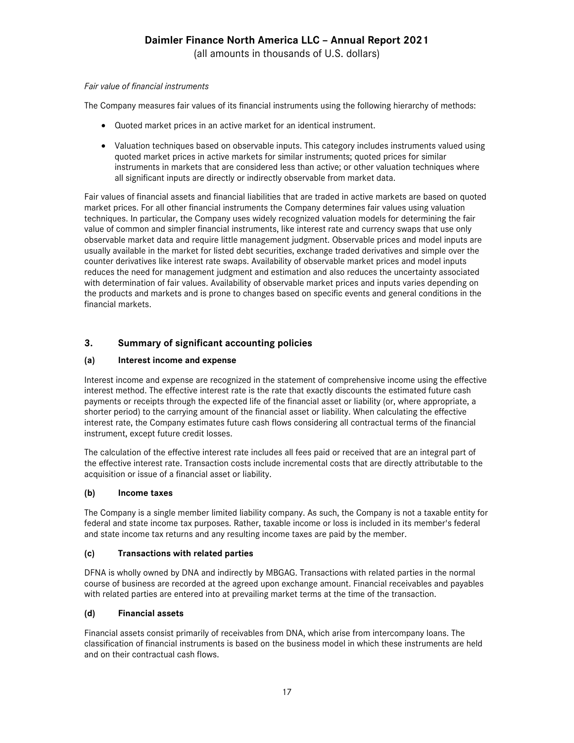*Fair value of financial instruments*

The Company measures fair values of its financial instruments using the following hierarchy of methods:

- Quoted market prices in an active market for an identical instrument.
- Valuation techniques based on observable inputs. This category includes instruments valued using quoted market prices in active markets for similar instruments; quoted prices for similar instruments in markets that are considered less than active; or other valuation techniques where all significant inputs are directly or indirectly observable from market data.

Fair values of financial assets and financial liabilities that are traded in active markets are based on quoted market prices. For all other financial instruments the Company determines fair values using valuation techniques. In particular, the Company uses widely recognized valuation models for determining the fair value of common and simpler financial instruments, like interest rate and currency swaps that use only observable market data and require little management judgment. Observable prices and model inputs are usually available in the market for listed debt securities, exchange traded derivatives and simple over the counter derivatives like interest rate swaps. Availability of observable market prices and model inputs reduces the need for management judgment and estimation and also reduces the uncertainty associated with determination of fair values. Availability of observable market prices and inputs varies depending on the products and markets and is prone to changes based on specific events and general conditions in the financial markets.

## 3. Summary of significant accounting policies

### (a) Interest income and expense

Interest income and expense are recognized in the statement of comprehensive income using the effective interest method. The effective interest rate is the rate that exactly discounts the estimated future cash payments or receipts through the expected life of the financial asset or liability (or, where appropriate, a shorter period) to the carrying amount of the financial asset or liability. When calculating the effective interest rate, the Company estimates future cash flows considering all contractual terms of the financial instrument, except future credit losses.

The calculation of the effective interest rate includes all fees paid or received that are an integral part of the effective interest rate. Transaction costs include incremental costs that are directly attributable to the acquisition or issue of a financial asset or liability.

### (b) Income taxes

The Company is a single member limited liability company. As such, the Company is not a taxable entity for federal and state income tax purposes. Rather, taxable income or loss is included in its member's federal and state income tax returns and any resulting income taxes are paid by the member.

### (c) Transactions with related parties

DFNA is wholly owned by DNA and indirectly by MBGAG. Transactions with related parties in the normal course of business are recorded at the agreed upon exchange amount. Financial receivables and payables with related parties are entered into at prevailing market terms at the time of the transaction.

### (d) Financial assets

Financial assets consist primarily of receivables from DNA, which arise from intercompany loans. The classification of financial instruments is based on the business model in which these instruments are held and on their contractual cash flows.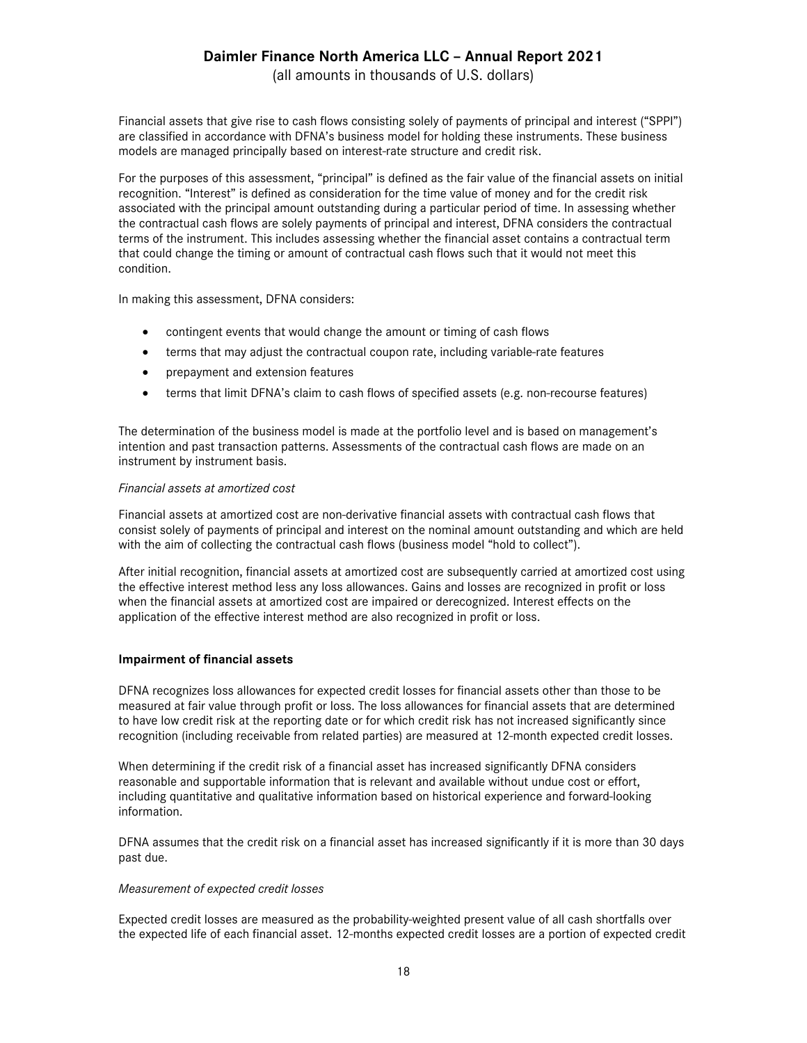Financial assets that give rise to cash flows consisting solely of payments of principal and interest ("SPPI") are classified in accordance with DFNA's business model for holding these instruments. These business models are managed principally based on interest-rate structure and credit risk.

For the purposes of this assessment, "principal" is defined as the fair value of the financial assets on initial recognition. "Interest" is defined as consideration for the time value of money and for the credit risk associated with the principal amount outstanding during a particular period of time. In assessing whether the contractual cash flows are solely payments of principal and interest, DFNA considers the contractual terms of the instrument. This includes assessing whether the financial asset contains a contractual term that could change the timing or amount of contractual cash flows such that it would not meet this condition.

In making this assessment, DFNA considers:

- contingent events that would change the amount or timing of cash flows
- terms that may adjust the contractual coupon rate, including variable-rate features
- prepayment and extension features
- terms that limit DFNA's claim to cash flows of specified assets (e.g. non-recourse features)

The determination of the business model is made at the portfolio level and is based on management's intention and past transaction patterns. Assessments of the contractual cash flows are made on an instrument by instrument basis.

*Financial assets at amortized cost*

Financial assets at amortized cost are non-derivative financial assets with contractual cash flows that consist solely of payments of principal and interest on the nominal amount outstanding and which are held with the aim of collecting the contractual cash flows (business model "hold to collect").

After initial recognition, financial assets at amortized cost are subsequently carried at amortized cost using the effective interest method less any loss allowances. Gains and losses are recognized in profit or loss when the financial assets at amortized cost are impaired or derecognized. Interest effects on the application of the effective interest method are also recognized in profit or loss.

**Impairment of financial assets**

DFNA recognizes loss allowances for expected credit losses for financial assets other than those to be measured at fair value through profit or loss. The loss allowances for financial assets that are determined to have low credit risk at the reporting date or for which credit risk has not increased significantly since recognition (including receivable from related parties) are measured at 12-month expected credit losses.

When determining if the credit risk of a financial asset has increased significantly DFNA considers reasonable and supportable information that is relevant and available without undue cost or effort, including quantitative and qualitative information based on historical experience and forward-looking information.

DFNA assumes that the credit risk on a financial asset has increased significantly if it is more than 30 days past due.

*Measurement of expected credit losses*

Expected credit losses are measured as the probability-weighted present value of all cash shortfalls over the expected life of each financial asset. 12-months expected credit losses are a portion of expected credit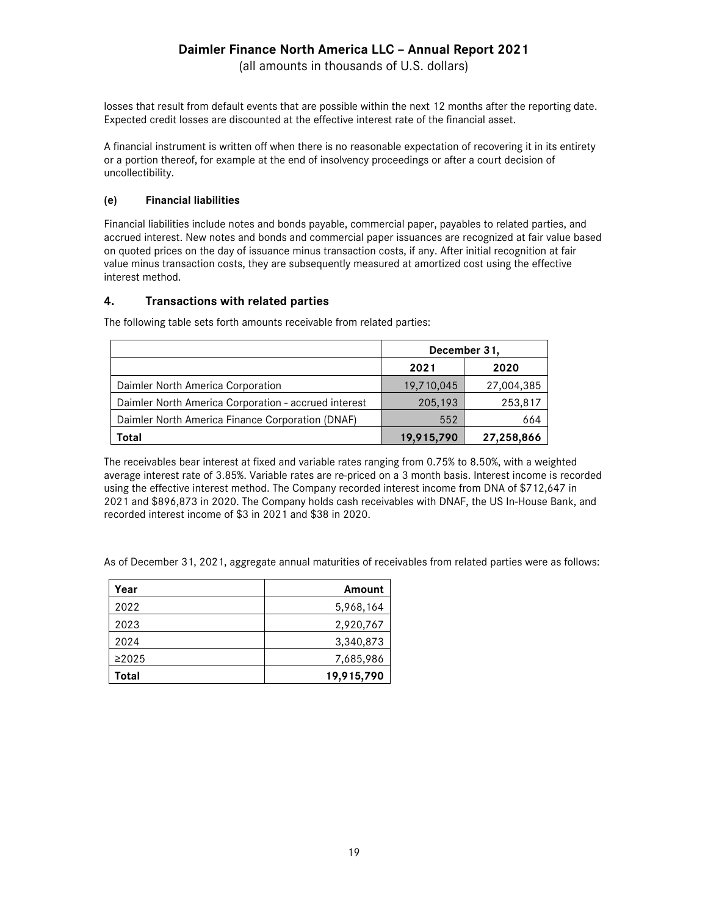losses that result from default events that are possible within the next 12 months after the reporting date. Expected credit losses are discounted at the effective interest rate of the financial asset.

A financial instrument is written off when there is no reasonable expectation of recovering it in its entirety or a portion thereof, for example at the end of insolvency proceedings or after a court decision of uncollectibility.

**(e) Financial liabilities**

Financial liabilities include notes and bonds payable, commercial paper, payables to related parties, and accrued interest. New notes and bonds and commercial paper issuances are recognized at fair value based on quoted prices on the day of issuance minus transaction costs, if any. After initial recognition at fair value minus transaction costs, they are subsequently measured at amortized cost using the effective interest method.

## 4. Transactions with related parties

The following table sets forth amounts receivable from related parties:

| | December 31, | |
|---|---|---|
| | 2021 | 2020 |
| Daimler North America Corporation | 19,710,045 | 27,004,385 |
| Daimler North America Corporation - accrued interest | 205,193 | 253,817 |
| Daimler North America Finance Corporation (DNAF) | 552 | 664 |
| **Total** | **19,915,790** | **27,258,866** |

The receivables bear interest at fixed and variable rates ranging from 0.75% to 8.50%, with a weighted average interest rate of 3.85%. Variable rates are re-priced on a 3 month basis. Interest income is recorded using the effective interest method. The Company recorded interest income from DNA of $712,647 in 2021 and $896,873 in 2020. The Company holds cash receivables with DNAF, the US In-House Bank, and recorded interest income of $3 in 2021 and $38 in 2020.

As of December 31, 2021, aggregate annual maturities of receivables from related parties were as follows:

| Year | Amount |
|---|---|
| 2022 | 5,968,164 |
| 2023 | 2,920,767 |
| 2024 | 3,340,873 |
| ≥2025 | 7,685,986 |
| **Total** | **19,915,790** |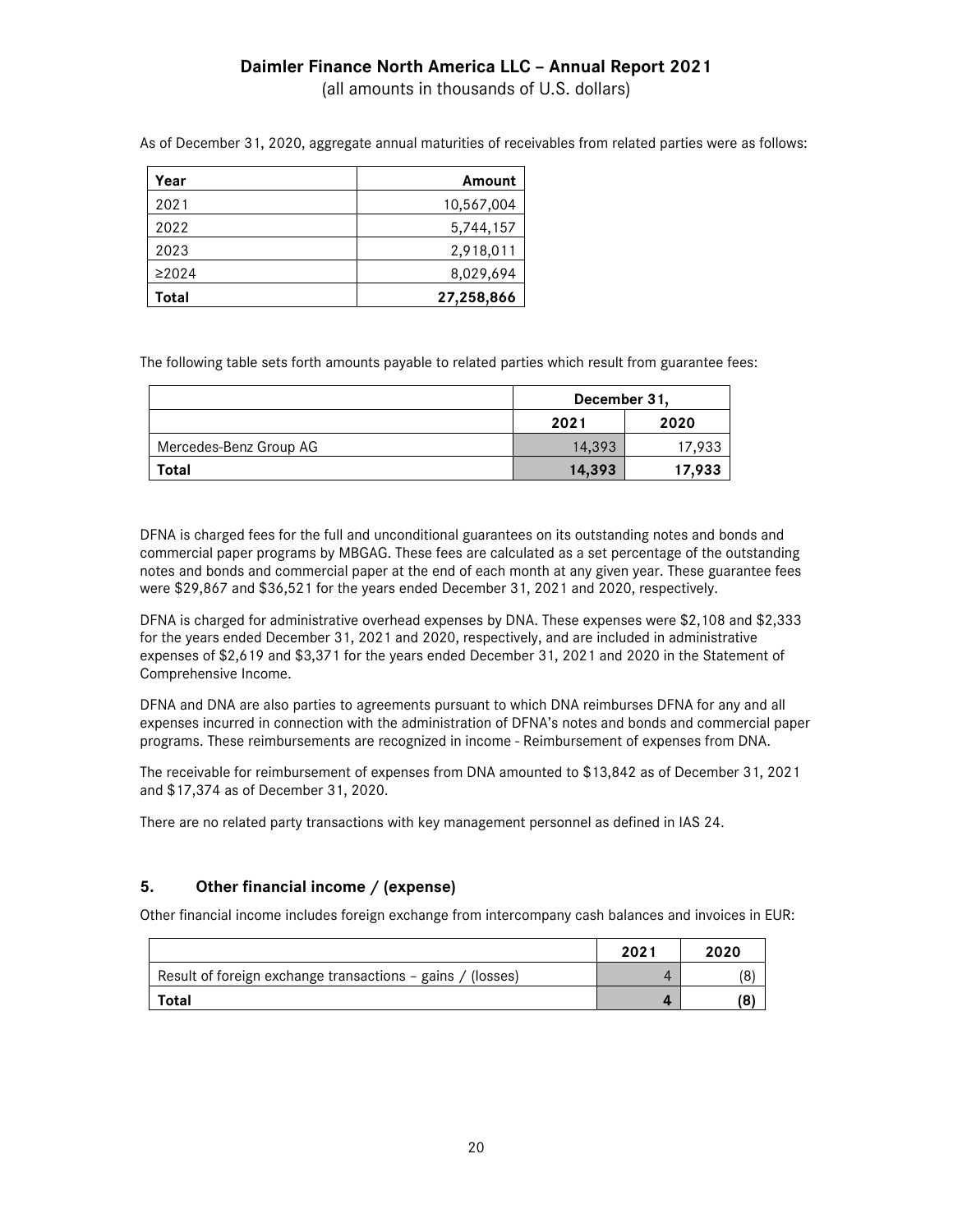As of December 31, 2020, aggregate annual maturities of receivables from related parties were as follows:

| Year | Amount |
|---|---:|
| 2021 | 10,567,004 |
| 2022 | 5,744,157 |
| 2023 | 2,918,011 |
| ≥2024 | 8,029,694 |
| **Total** | **27,258,866** |

The following table sets forth amounts payable to related parties which result from guarantee fees:

| | December 31, | |
|---|---:|---:|
| | 2021 | 2020 |
| Mercedes-Benz Group AG | 14,393 | 17,933 |
| **Total** | **14,393** | **17,933** |

DFNA is charged fees for the full and unconditional guarantees on its outstanding notes and bonds and commercial paper programs by MBGAG. These fees are calculated as a set percentage of the outstanding notes and bonds and commercial paper at the end of each month at any given year. These guarantee fees were $29,867 and $36,521 for the years ended December 31, 2021 and 2020, respectively.

DFNA is charged for administrative overhead expenses by DNA. These expenses were $2,108 and $2,333 for the years ended December 31, 2021 and 2020, respectively, and are included in administrative expenses of $2,619 and $3,371 for the years ended December 31, 2021 and 2020 in the Statement of Comprehensive Income.

DFNA and DNA are also parties to agreements pursuant to which DNA reimburses DFNA for any and all expenses incurred in connection with the administration of DFNA's notes and bonds and commercial paper programs. These reimbursements are recognized in income - Reimbursement of expenses from DNA.

The receivable for reimbursement of expenses from DNA amounted to $13,842 as of December 31, 2021 and $17,374 as of December 31, 2020.

There are no related party transactions with key management personnel as defined in IAS 24.

## 5. Other financial income / (expense)

Other financial income includes foreign exchange from intercompany cash balances and invoices in EUR:

| | 2021 | 2020 |
|---|---:|---:|
| Result of foreign exchange transactions – gains / (losses) | 4 | (8) |
| **Total** | **4** | **(8)** |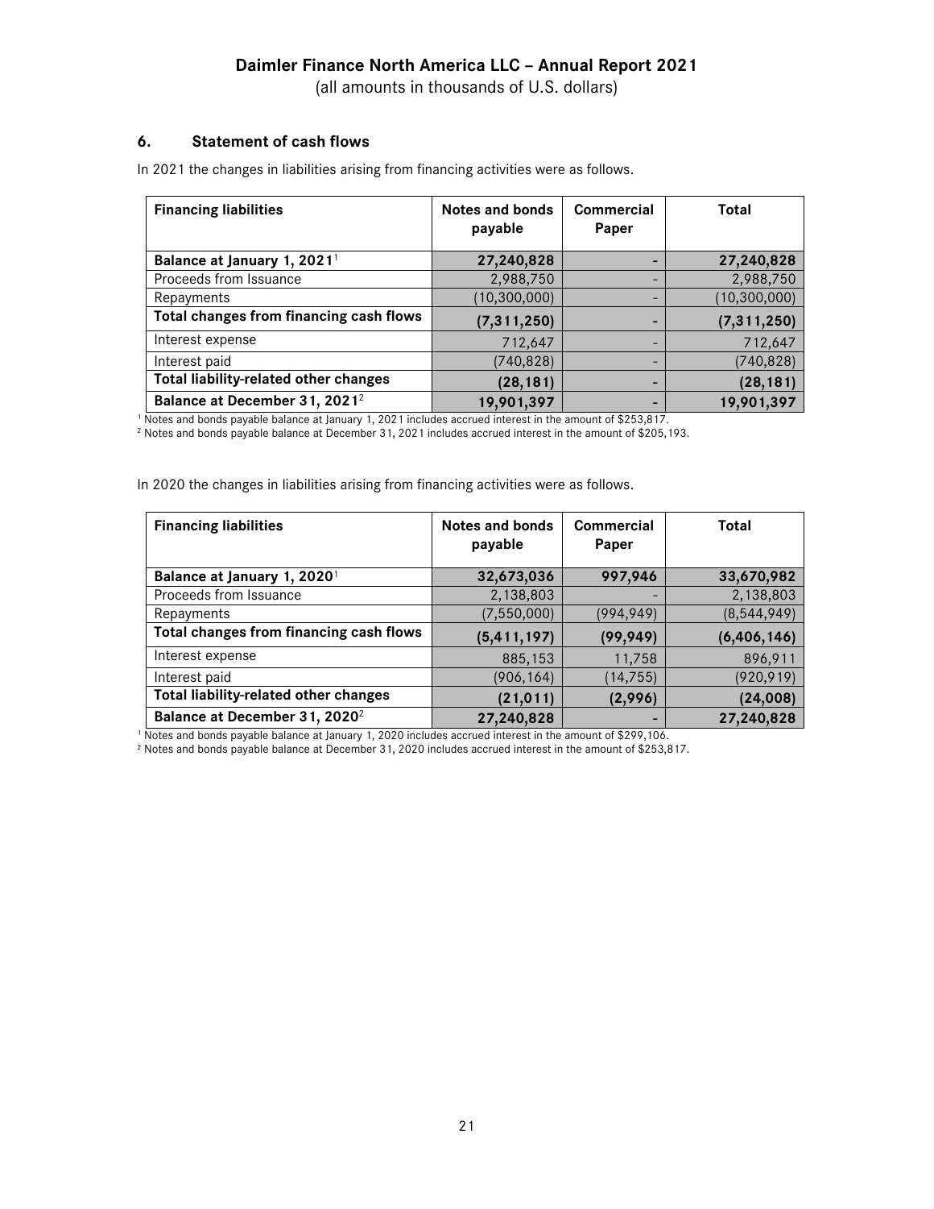## 6. Statement of cash flows

In 2021 the changes in liabilities arising from financing activities were as follows.

| Financing liabilities | Notes and bonds payable | Commercial Paper | Total |
|---|---|---|---|
| **Balance at January 1, 2021**[1] | **27,240,828** | **-** | **27,240,828** |
| Proceeds from Issuance | 2,988,750 | - | 2,988,750 |
| Repayments | (10,300,000) | - | (10,300,000) |
| **Total changes from financing cash flows** | **(7,311,250)** | **-** | **(7,311,250)** |
| Interest expense | 712,647 | - | 712,647 |
| Interest paid | (740,828) | - | (740,828) |
| **Total liability-related other changes** | **(28,181)** | **-** | **(28,181)** |
| **Balance at December 31, 2021**[2] | **19,901,397** | **-** | **19,901,397** |

[1] Notes and bonds payable balance at January 1, 2021 includes accrued interest in the amount of $253,817.
[2] Notes and bonds payable balance at December 31, 2021 includes accrued interest in the amount of $205,193.

In 2020 the changes in liabilities arising from financing activities were as follows.

| Financing liabilities | Notes and bonds payable | Commercial Paper | Total |
|---|---|---|---|
| **Balance at January 1, 2020**[1] | **32,673,036** | **997,946** | **33,670,982** |
| Proceeds from Issuance | 2,138,803 | - | 2,138,803 |
| Repayments | (7,550,000) | (994,949) | (8,544,949) |
| **Total changes from financing cash flows** | **(5,411,197)** | **(99,949)** | **(6,406,146)** |
| Interest expense | 885,153 | 11,758 | 896,911 |
| Interest paid | (906,164) | (14,755) | (920,919) |
| **Total liability-related other changes** | **(21,011)** | **(2,996)** | **(24,008)** |
| **Balance at December 31, 2020**[2] | **27,240,828** | **-** | **27,240,828** |

[1] Notes and bonds payable balance at January 1, 2020 includes accrued interest in the amount of $299,106.
[2] Notes and bonds payable balance at December 31, 2020 includes accrued interest in the amount of $253,817.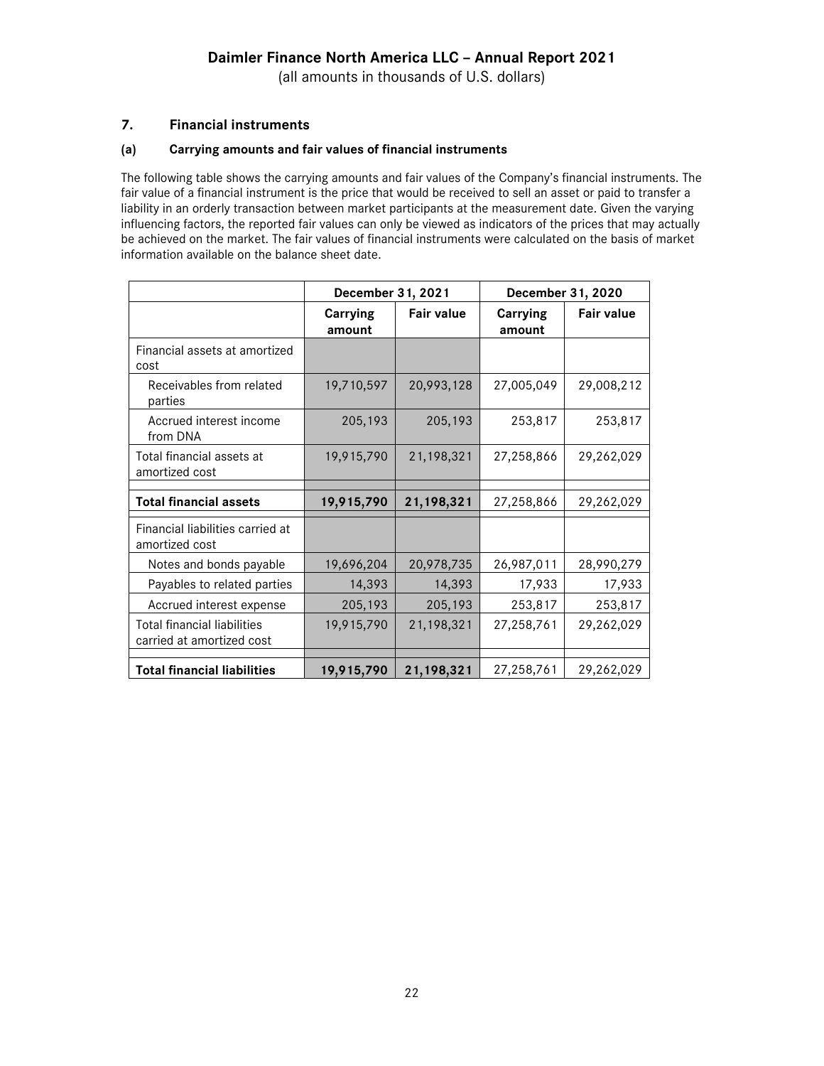Daimler Finance North America LLC – Annual Report 2021
(all amounts in thousands of U.S. dollars)

## 7. Financial instruments

### (a) Carrying amounts and fair values of financial instruments

The following table shows the carrying amounts and fair values of the Company's financial instruments. The fair value of a financial instrument is the price that would be received to sell an asset or paid to transfer a liability in an orderly transaction between market participants at the measurement date. Given the varying influencing factors, the reported fair values can only be viewed as indicators of the prices that may actually be achieved on the market. The fair values of financial instruments were calculated on the basis of market information available on the balance sheet date.

| | December 31, 2021 | | December 31, 2020 | |
|---|---|---|---|---|
| | **Carrying amount** | **Fair value** | **Carrying amount** | **Fair value** |
| Financial assets at amortized cost | | | | |
| Receivables from related parties | 19,710,597 | 20,993,128 | 27,005,049 | 29,008,212 |
| Accrued interest income from DNA | 205,193 | 205,193 | 253,817 | 253,817 |
| Total financial assets at amortized cost | 19,915,790 | 21,198,321 | 27,258,866 | 29,262,029 |
| **Total financial assets** | **19,915,790** | **21,198,321** | 27,258,866 | 29,262,029 |
| Financial liabilities carried at amortized cost | | | | |
| Notes and bonds payable | 19,696,204 | 20,978,735 | 26,987,011 | 28,990,279 |
| Payables to related parties | 14,393 | 14,393 | 17,933 | 17,933 |
| Accrued interest expense | 205,193 | 205,193 | 253,817 | 253,817 |
| Total financial liabilities carried at amortized cost | 19,915,790 | 21,198,321 | 27,258,761 | 29,262,029 |
| **Total financial liabilities** | **19,915,790** | **21,198,321** | 27,258,761 | 29,262,029 |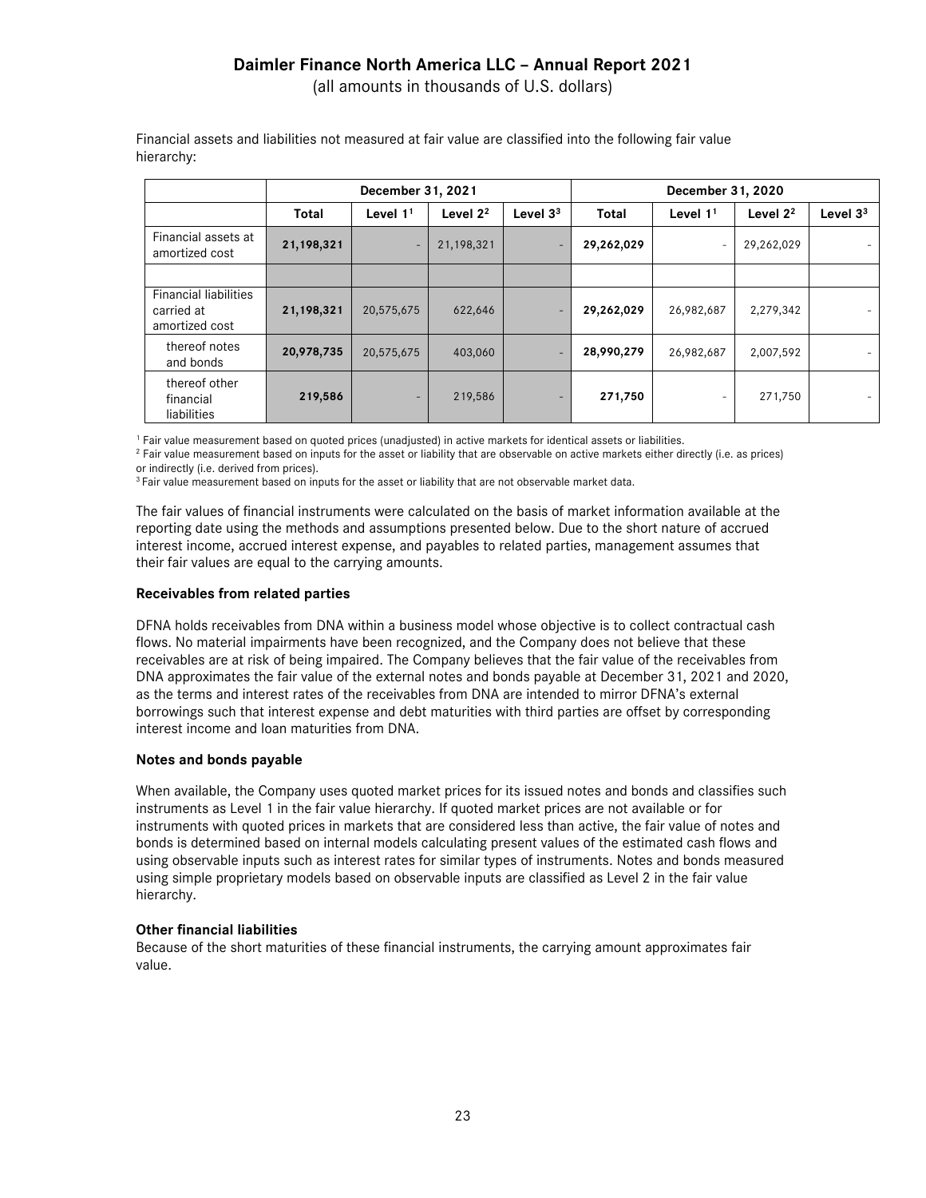Financial assets and liabilities not measured at fair value are classified into the following fair value hierarchy:

| | December 31, 2021 | | | | December 31, 2020 | | | |
|---|---|---|---|---|---|---|---|---|
| | Total | Level 1[1] | Level 2[2] | Level 3[3] | Total | Level 1[1] | Level 2[2] | Level 3[3] |
| Financial assets at amortized cost | **21,198,321** | - | 21,198,321 | - | **29,262,029** | - | 29,262,029 | - |
| | | | | | | | | |
| Financial liabilities carried at amortized cost | **21,198,321** | 20,575,675 | 622,646 | - | **29,262,029** | 26,982,687 | 2,279,342 | - |
| thereof notes and bonds | **20,978,735** | 20,575,675 | 403,060 | - | **28,990,279** | 26,982,687 | 2,007,592 | - |
| thereof other financial liabilities | **219,586** | - | 219,586 | - | **271,750** | - | 271,750 | - |

[1] Fair value measurement based on quoted prices (unadjusted) in active markets for identical assets or liabilities.
[2] Fair value measurement based on inputs for the asset or liability that are observable on active markets either directly (i.e. as prices) or indirectly (i.e. derived from prices).
[3] Fair value measurement based on inputs for the asset or liability that are not observable market data.

The fair values of financial instruments were calculated on the basis of market information available at the reporting date using the methods and assumptions presented below. Due to the short nature of accrued interest income, accrued interest expense, and payables to related parties, management assumes that their fair values are equal to the carrying amounts.

**Receivables from related parties**

DFNA holds receivables from DNA within a business model whose objective is to collect contractual cash flows. No material impairments have been recognized, and the Company does not believe that these receivables are at risk of being impaired. The Company believes that the fair value of the receivables from DNA approximates the fair value of the external notes and bonds payable at December 31, 2021 and 2020, as the terms and interest rates of the receivables from DNA are intended to mirror DFNA's external borrowings such that interest expense and debt maturities with third parties are offset by corresponding interest income and loan maturities from DNA.

**Notes and bonds payable**

When available, the Company uses quoted market prices for its issued notes and bonds and classifies such instruments as Level 1 in the fair value hierarchy. If quoted market prices are not available or for instruments with quoted prices in markets that are considered less than active, the fair value of notes and bonds is determined based on internal models calculating present values of the estimated cash flows and using observable inputs such as interest rates for similar types of instruments. Notes and bonds measured using simple proprietary models based on observable inputs are classified as Level 2 in the fair value hierarchy.

**Other financial liabilities**

Because of the short maturities of these financial instruments, the carrying amount approximates fair value.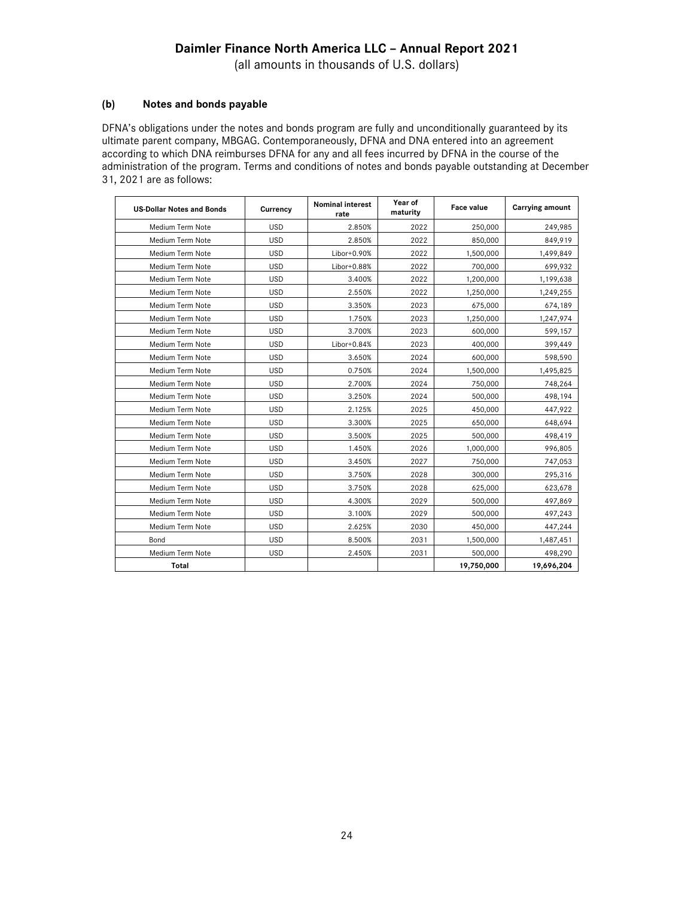# Daimler Finance North America LLC – Annual Report 2021

(all amounts in thousands of U.S. dollars)

### (b) Notes and bonds payable

DFNA's obligations under the notes and bonds program are fully and unconditionally guaranteed by its ultimate parent company, MBGAG. Contemporaneously, DFNA and DNA entered into an agreement according to which DNA reimburses DFNA for any and all fees incurred by DFNA in the course of the administration of the program. Terms and conditions of notes and bonds payable outstanding at December 31, 2021 are as follows:

| US-Dollar Notes and Bonds | Currency | Nominal interest rate | Year of maturity | Face value | Carrying amount |
|---|---|---|---|---|---|
| Medium Term Note | USD | 2.850% | 2022 | 250,000 | 249,985 |
| Medium Term Note | USD | 2.850% | 2022 | 850,000 | 849,919 |
| Medium Term Note | USD | Libor+0.90% | 2022 | 1,500,000 | 1,499,849 |
| Medium Term Note | USD | Libor+0.88% | 2022 | 700,000 | 699,932 |
| Medium Term Note | USD | 3.400% | 2022 | 1,200,000 | 1,199,638 |
| Medium Term Note | USD | 2.550% | 2022 | 1,250,000 | 1,249,255 |
| Medium Term Note | USD | 3.350% | 2023 | 675,000 | 674,189 |
| Medium Term Note | USD | 1.750% | 2023 | 1,250,000 | 1,247,974 |
| Medium Term Note | USD | 3.700% | 2023 | 600,000 | 599,157 |
| Medium Term Note | USD | Libor+0.84% | 2023 | 400,000 | 399,449 |
| Medium Term Note | USD | 3.650% | 2024 | 600,000 | 598,590 |
| Medium Term Note | USD | 0.750% | 2024 | 1,500,000 | 1,495,825 |
| Medium Term Note | USD | 2.700% | 2024 | 750,000 | 748,264 |
| Medium Term Note | USD | 3.250% | 2024 | 500,000 | 498,194 |
| Medium Term Note | USD | 2.125% | 2025 | 450,000 | 447,922 |
| Medium Term Note | USD | 3.300% | 2025 | 650,000 | 648,694 |
| Medium Term Note | USD | 3.500% | 2025 | 500,000 | 498,419 |
| Medium Term Note | USD | 1.450% | 2026 | 1,000,000 | 996,805 |
| Medium Term Note | USD | 3.450% | 2027 | 750,000 | 747,053 |
| Medium Term Note | USD | 3.750% | 2028 | 300,000 | 295,316 |
| Medium Term Note | USD | 3.750% | 2028 | 625,000 | 623,678 |
| Medium Term Note | USD | 4.300% | 2029 | 500,000 | 497,869 |
| Medium Term Note | USD | 3.100% | 2029 | 500,000 | 497,243 |
| Medium Term Note | USD | 2.625% | 2030 | 450,000 | 447,244 |
| Bond | USD | 8.500% | 2031 | 1,500,000 | 1,487,451 |
| Medium Term Note | USD | 2.450% | 2031 | 500,000 | 498,290 |
| **Total** | | | | **19,750,000** | **19,696,204** |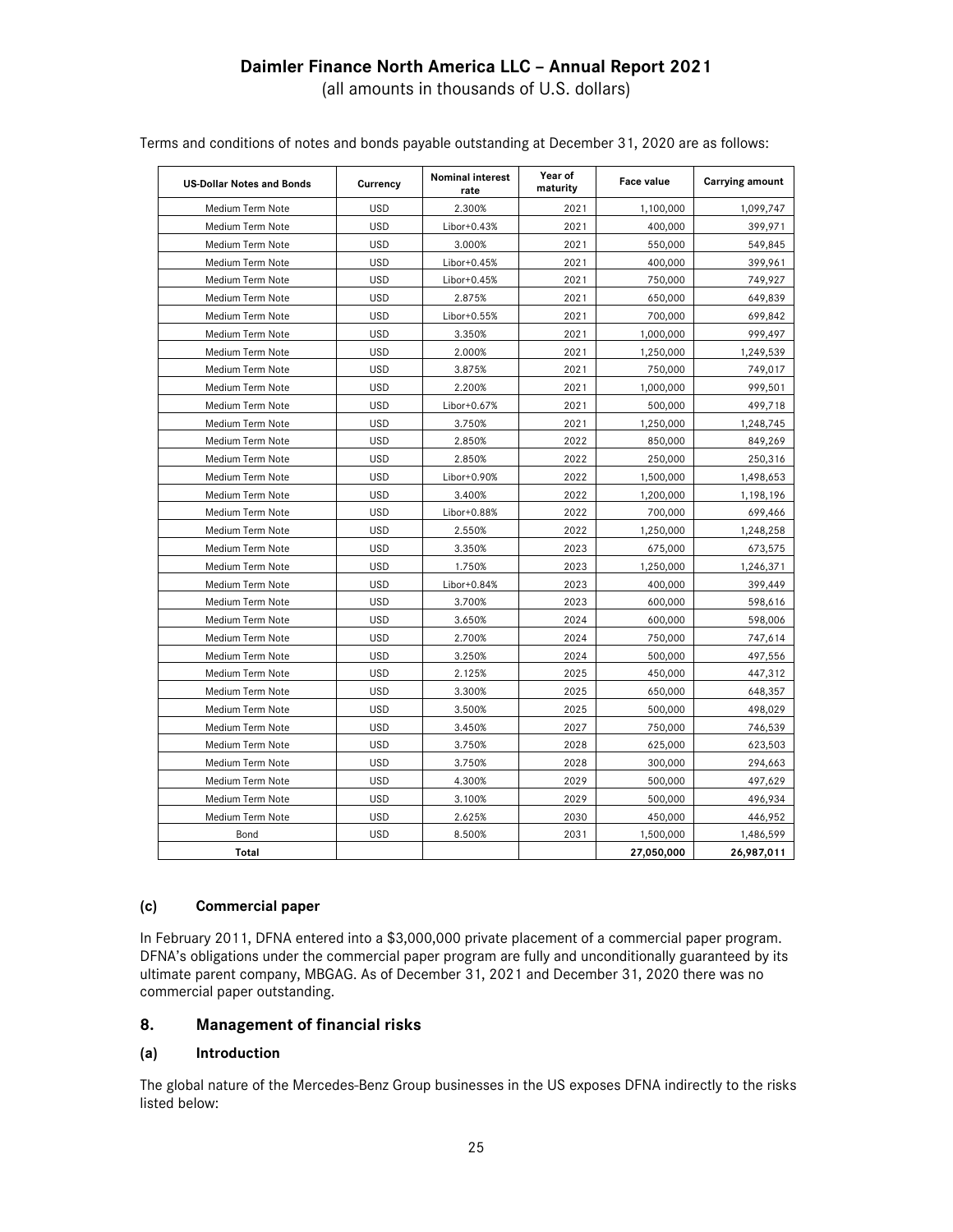Terms and conditions of notes and bonds payable outstanding at December 31, 2020 are as follows:

| US-Dollar Notes and Bonds | Currency | Nominal interest rate | Year of maturity | Face value | Carrying amount |
|---|---|---|---|---|---|
| Medium Term Note | USD | 2.300% | 2021 | 1,100,000 | 1,099,747 |
| Medium Term Note | USD | Libor+0.43% | 2021 | 400,000 | 399,971 |
| Medium Term Note | USD | 3.000% | 2021 | 550,000 | 549,845 |
| Medium Term Note | USD | Libor+0.45% | 2021 | 400,000 | 399,961 |
| Medium Term Note | USD | Libor+0.45% | 2021 | 750,000 | 749,927 |
| Medium Term Note | USD | 2.875% | 2021 | 650,000 | 649,839 |
| Medium Term Note | USD | Libor+0.55% | 2021 | 700,000 | 699,842 |
| Medium Term Note | USD | 3.350% | 2021 | 1,000,000 | 999,497 |
| Medium Term Note | USD | 2.000% | 2021 | 1,250,000 | 1,249,539 |
| Medium Term Note | USD | 3.875% | 2021 | 750,000 | 749,017 |
| Medium Term Note | USD | 2.200% | 2021 | 1,000,000 | 999,501 |
| Medium Term Note | USD | Libor+0.67% | 2021 | 500,000 | 499,718 |
| Medium Term Note | USD | 3.750% | 2021 | 1,250,000 | 1,248,745 |
| Medium Term Note | USD | 2.850% | 2022 | 850,000 | 849,269 |
| Medium Term Note | USD | 2.850% | 2022 | 250,000 | 250,316 |
| Medium Term Note | USD | Libor+0.90% | 2022 | 1,500,000 | 1,498,653 |
| Medium Term Note | USD | 3.400% | 2022 | 1,200,000 | 1,198,196 |
| Medium Term Note | USD | Libor+0.88% | 2022 | 700,000 | 699,466 |
| Medium Term Note | USD | 2.550% | 2022 | 1,250,000 | 1,248,258 |
| Medium Term Note | USD | 3.350% | 2023 | 675,000 | 673,575 |
| Medium Term Note | USD | 1.750% | 2023 | 1,250,000 | 1,246,371 |
| Medium Term Note | USD | Libor+0.84% | 2023 | 400,000 | 399,449 |
| Medium Term Note | USD | 3.700% | 2023 | 600,000 | 598,616 |
| Medium Term Note | USD | 3.650% | 2024 | 600,000 | 598,006 |
| Medium Term Note | USD | 2.700% | 2024 | 750,000 | 747,614 |
| Medium Term Note | USD | 3.250% | 2024 | 500,000 | 497,556 |
| Medium Term Note | USD | 2.125% | 2025 | 450,000 | 447,312 |
| Medium Term Note | USD | 3.300% | 2025 | 650,000 | 648,357 |
| Medium Term Note | USD | 3.500% | 2025 | 500,000 | 498,029 |
| Medium Term Note | USD | 3.450% | 2027 | 750,000 | 746,539 |
| Medium Term Note | USD | 3.750% | 2028 | 625,000 | 623,503 |
| Medium Term Note | USD | 3.750% | 2028 | 300,000 | 294,663 |
| Medium Term Note | USD | 4.300% | 2029 | 500,000 | 497,629 |
| Medium Term Note | USD | 3.100% | 2029 | 500,000 | 496,934 |
| Medium Term Note | USD | 2.625% | 2030 | 450,000 | 446,952 |
| Bond | USD | 8.500% | 2031 | 1,500,000 | 1,486,599 |
| **Total** | | | | **27,050,000** | **26,987,011** |

#### (c) Commercial paper

In February 2011, DFNA entered into a $3,000,000 private placement of a commercial paper program. DFNA's obligations under the commercial paper program are fully and unconditionally guaranteed by its ultimate parent company, MBGAG. As of December 31, 2021 and December 31, 2020 there was no commercial paper outstanding.

## 8. Management of financial risks

#### (a) Introduction

The global nature of the Mercedes-Benz Group businesses in the US exposes DFNA indirectly to the risks listed below: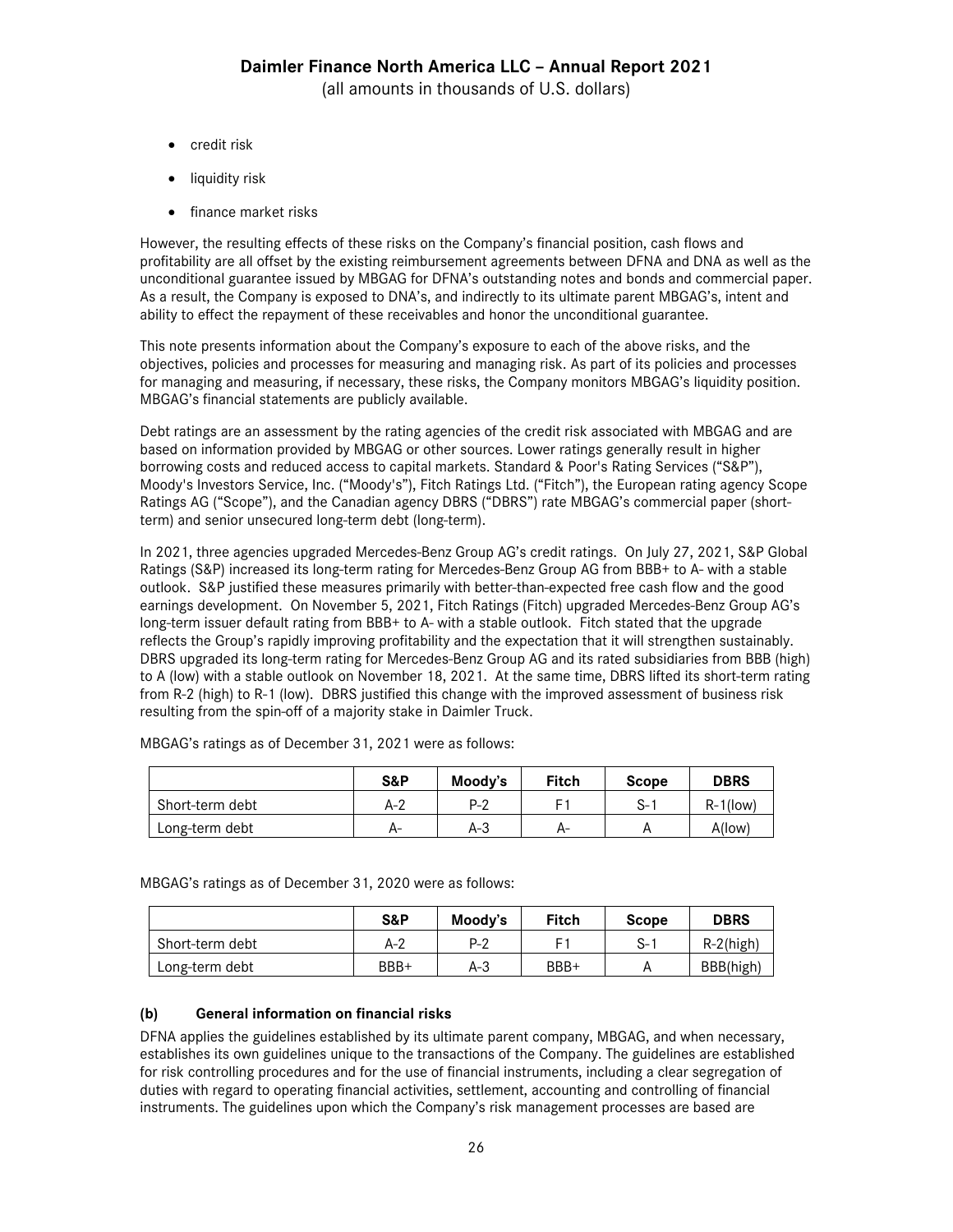- credit risk
- liquidity risk
- finance market risks

However, the resulting effects of these risks on the Company's financial position, cash flows and profitability are all offset by the existing reimbursement agreements between DFNA and DNA as well as the unconditional guarantee issued by MBGAG for DFNA's outstanding notes and bonds and commercial paper. As a result, the Company is exposed to DNA's, and indirectly to its ultimate parent MBGAG's, intent and ability to effect the repayment of these receivables and honor the unconditional guarantee.

This note presents information about the Company's exposure to each of the above risks, and the objectives, policies and processes for measuring and managing risk. As part of its policies and processes for managing and measuring, if necessary, these risks, the Company monitors MBGAG's liquidity position. MBGAG's financial statements are publicly available.

Debt ratings are an assessment by the rating agencies of the credit risk associated with MBGAG and are based on information provided by MBGAG or other sources. Lower ratings generally result in higher borrowing costs and reduced access to capital markets. Standard & Poor's Rating Services ("S&P"), Moody's Investors Service, Inc. ("Moody's"), Fitch Ratings Ltd. ("Fitch"), the European rating agency Scope Ratings AG ("Scope"), and the Canadian agency DBRS ("DBRS") rate MBGAG's commercial paper (short-term) and senior unsecured long-term debt (long-term).

In 2021, three agencies upgraded Mercedes-Benz Group AG's credit ratings. On July 27, 2021, S&P Global Ratings (S&P) increased its long-term rating for Mercedes-Benz Group AG from BBB+ to A- with a stable outlook. S&P justified these measures primarily with better-than-expected free cash flow and the good earnings development. On November 5, 2021, Fitch Ratings (Fitch) upgraded Mercedes-Benz Group AG's long-term issuer default rating from BBB+ to A- with a stable outlook. Fitch stated that the upgrade reflects the Group's rapidly improving profitability and the expectation that it will strengthen sustainably. DBRS upgraded its long-term rating for Mercedes-Benz Group AG and its rated subsidiaries from BBB (high) to A (low) with a stable outlook on November 18, 2021. At the same time, DBRS lifted its short-term rating from R-2 (high) to R-1 (low). DBRS justified this change with the improved assessment of business risk resulting from the spin-off of a majority stake in Daimler Truck.

MBGAG's ratings as of December 31, 2021 were as follows:

| | S&P | Moody's | Fitch | Scope | DBRS |
|---|---|---|---|---|---|
| Short-term debt | A-2 | P-2 | F1 | S-1 | R-1(low) |
| Long-term debt | A- | A-3 | A- | A | A(low) |

MBGAG's ratings as of December 31, 2020 were as follows:

| | S&P | Moody's | Fitch | Scope | DBRS |
|---|---|---|---|---|---|
| Short-term debt | A-2 | P-2 | F1 | S-1 | R-2(high) |
| Long-term debt | BBB+ | A-3 | BBB+ | A | BBB(high) |

### (b) General information on financial risks

DFNA applies the guidelines established by its ultimate parent company, MBGAG, and when necessary, establishes its own guidelines unique to the transactions of the Company. The guidelines are established for risk controlling procedures and for the use of financial instruments, including a clear segregation of duties with regard to operating financial activities, settlement, accounting and controlling of financial instruments. The guidelines upon which the Company's risk management processes are based are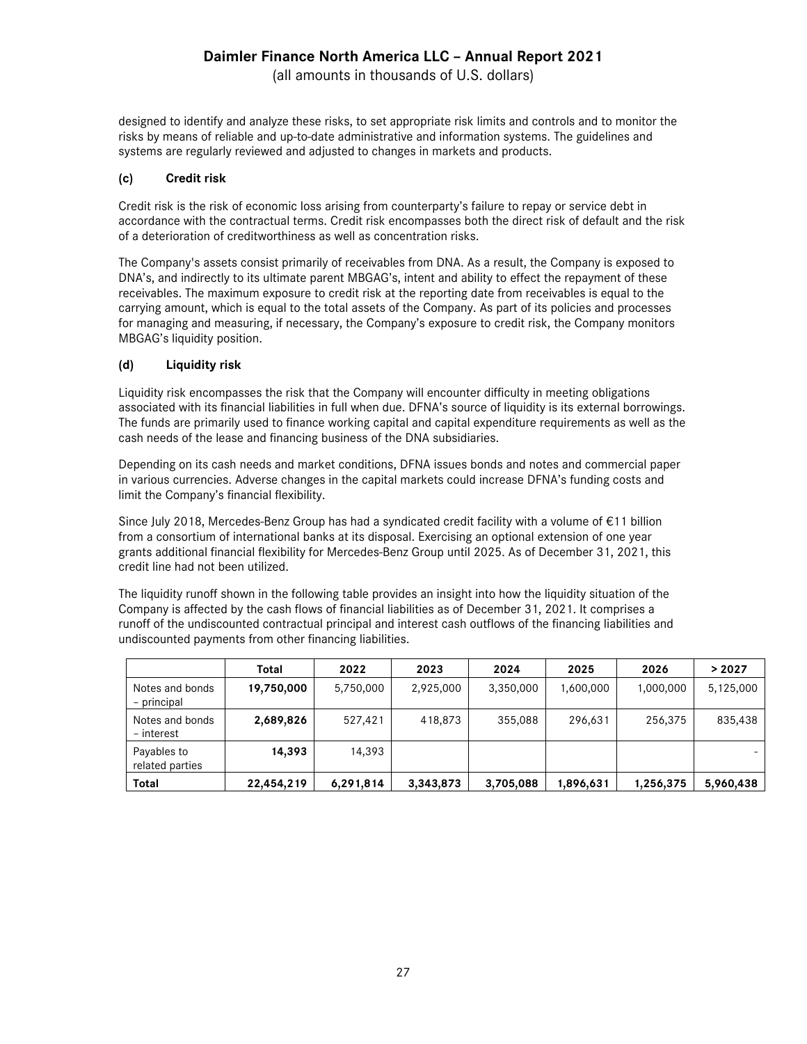designed to identify and analyze these risks, to set appropriate risk limits and controls and to monitor the risks by means of reliable and up-to-date administrative and information systems. The guidelines and systems are regularly reviewed and adjusted to changes in markets and products.

### (c) Credit risk

Credit risk is the risk of economic loss arising from counterparty's failure to repay or service debt in accordance with the contractual terms. Credit risk encompasses both the direct risk of default and the risk of a deterioration of creditworthiness as well as concentration risks.

The Company's assets consist primarily of receivables from DNA. As a result, the Company is exposed to DNA's, and indirectly to its ultimate parent MBGAG's, intent and ability to effect the repayment of these receivables. The maximum exposure to credit risk at the reporting date from receivables is equal to the carrying amount, which is equal to the total assets of the Company. As part of its policies and processes for managing and measuring, if necessary, the Company's exposure to credit risk, the Company monitors MBGAG's liquidity position.

### (d) Liquidity risk

Liquidity risk encompasses the risk that the Company will encounter difficulty in meeting obligations associated with its financial liabilities in full when due. DFNA's source of liquidity is its external borrowings. The funds are primarily used to finance working capital and capital expenditure requirements as well as the cash needs of the lease and financing business of the DNA subsidiaries.

Depending on its cash needs and market conditions, DFNA issues bonds and notes and commercial paper in various currencies. Adverse changes in the capital markets could increase DFNA's funding costs and limit the Company's financial flexibility.

Since July 2018, Mercedes-Benz Group has had a syndicated credit facility with a volume of €11 billion from a consortium of international banks at its disposal. Exercising an optional extension of one year grants additional financial flexibility for Mercedes-Benz Group until 2025. As of December 31, 2021, this credit line had not been utilized.

The liquidity runoff shown in the following table provides an insight into how the liquidity situation of the Company is affected by the cash flows of financial liabilities as of December 31, 2021. It comprises a runoff of the undiscounted contractual principal and interest cash outflows of the financing liabilities and undiscounted payments from other financing liabilities.

| | Total | 2022 | 2023 | 2024 | 2025 | 2026 | > 2027 |
|---|---|---|---|---|---|---|---|
| Notes and bonds – principal | **19,750,000** | 5,750,000 | 2,925,000 | 3,350,000 | 1,600,000 | 1,000,000 | 5,125,000 |
| Notes and bonds – interest | **2,689,826** | 527,421 | 418,873 | 355,088 | 296,631 | 256,375 | 835,438 |
| Payables to related parties | **14,393** | 14,393 | | | | | - |
| **Total** | **22,454,219** | **6,291,814** | **3,343,873** | **3,705,088** | **1,896,631** | **1,256,375** | **5,960,438** |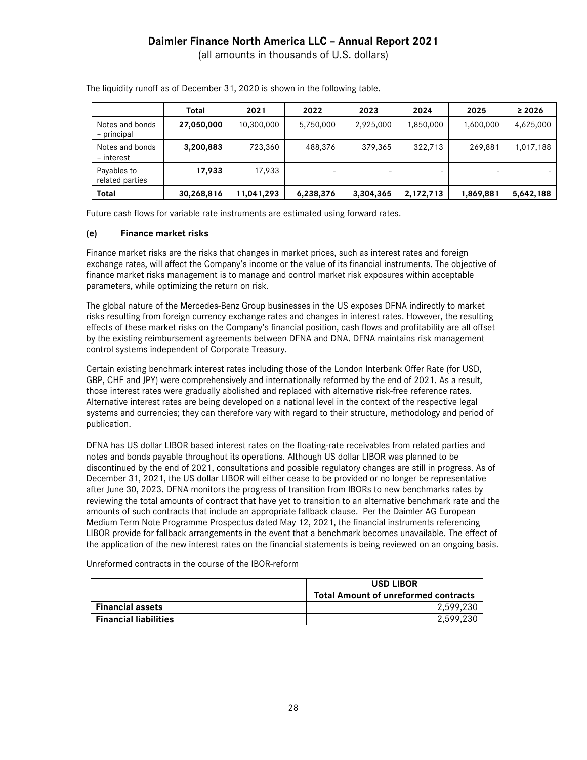The liquidity runoff as of December 31, 2020 is shown in the following table.

| | Total | 2021 | 2022 | 2023 | 2024 | 2025 | ≥ 2026 |
|---|---|---|---|---|---|---|---|
| Notes and bonds – principal | **27,050,000** | 10,300,000 | 5,750,000 | 2,925,000 | 1,850,000 | 1,600,000 | 4,625,000 |
| Notes and bonds – interest | **3,200,883** | 723,360 | 488,376 | 379,365 | 322,713 | 269,881 | 1,017,188 |
| Payables to related parties | **17,933** | 17,933 | - | - | - | - | - |
| **Total** | **30,268,816** | **11,041,293** | **6,238,376** | **3,304,365** | **2,172,713** | **1,869,881** | **5,642,188** |

Future cash flows for variable rate instruments are estimated using forward rates.

#### (e) Finance market risks

Finance market risks are the risks that changes in market prices, such as interest rates and foreign exchange rates, will affect the Company's income or the value of its financial instruments. The objective of finance market risks management is to manage and control market risk exposures within acceptable parameters, while optimizing the return on risk.

The global nature of the Mercedes-Benz Group businesses in the US exposes DFNA indirectly to market risks resulting from foreign currency exchange rates and changes in interest rates. However, the resulting effects of these market risks on the Company's financial position, cash flows and profitability are all offset by the existing reimbursement agreements between DFNA and DNA. DFNA maintains risk management control systems independent of Corporate Treasury.

Certain existing benchmark interest rates including those of the London Interbank Offer Rate (for USD, GBP, CHF and JPY) were comprehensively and internationally reformed by the end of 2021. As a result, those interest rates were gradually abolished and replaced with alternative risk-free reference rates. Alternative interest rates are being developed on a national level in the context of the respective legal systems and currencies; they can therefore vary with regard to their structure, methodology and period of publication.

DFNA has US dollar LIBOR based interest rates on the floating-rate receivables from related parties and notes and bonds payable throughout its operations. Although US dollar LIBOR was planned to be discontinued by the end of 2021, consultations and possible regulatory changes are still in progress. As of December 31, 2021, the US dollar LIBOR will either cease to be provided or no longer be representative after June 30, 2023. DFNA monitors the progress of transition from IBORs to new benchmarks rates by reviewing the total amounts of contract that have yet to transition to an alternative benchmark rate and the amounts of such contracts that include an appropriate fallback clause. Per the Daimler AG European Medium Term Note Programme Prospectus dated May 12, 2021, the financial instruments referencing LIBOR provide for fallback arrangements in the event that a benchmark becomes unavailable. The effect of the application of the new interest rates on the financial statements is being reviewed on an ongoing basis.

Unreformed contracts in the course of the IBOR-reform

| | USD LIBOR<br>Total Amount of unreformed contracts |
|---|---|
| **Financial assets** | 2,599,230 |
| **Financial liabilities** | 2,599,230 |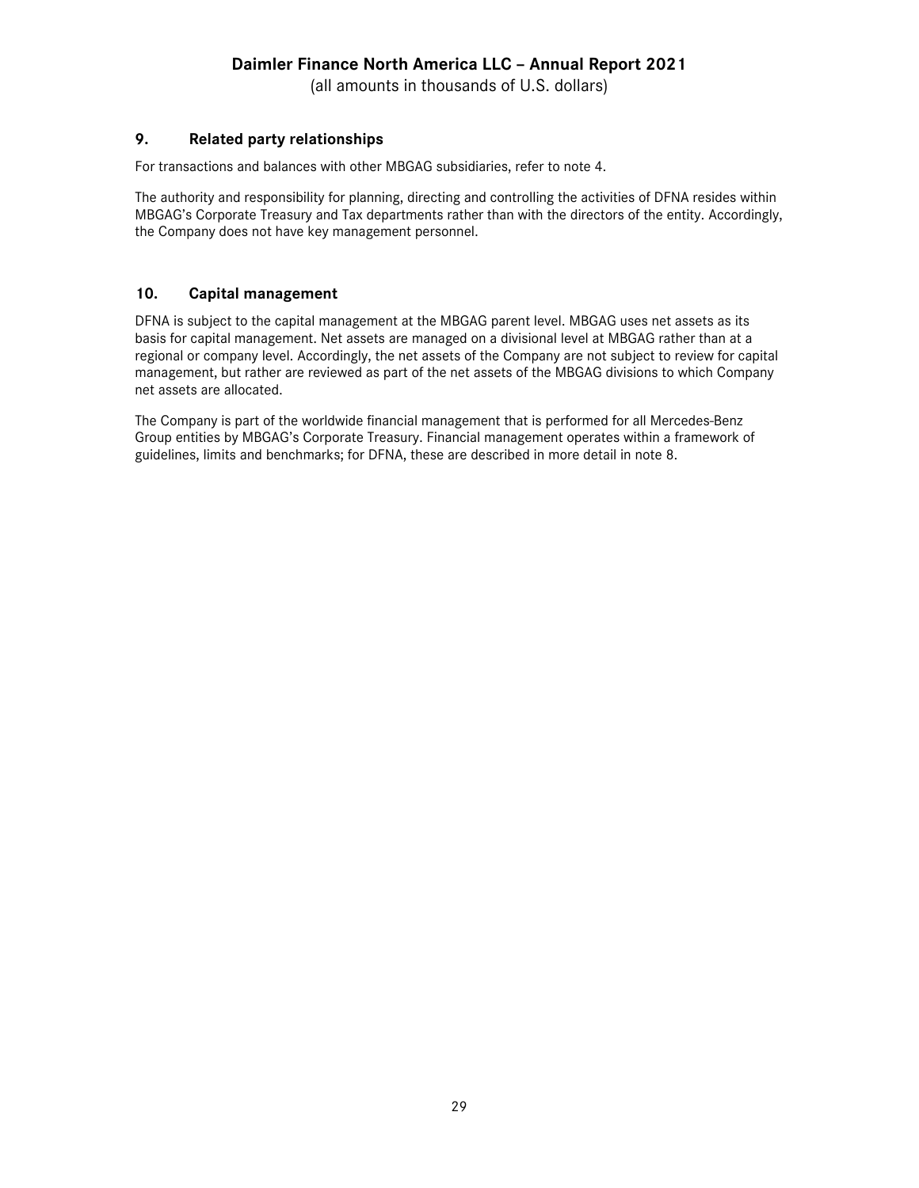## 9. Related party relationships

For transactions and balances with other MBGAG subsidiaries, refer to note 4.

The authority and responsibility for planning, directing and controlling the activities of DFNA resides within MBGAG's Corporate Treasury and Tax departments rather than with the directors of the entity. Accordingly, the Company does not have key management personnel.

## 10. Capital management

DFNA is subject to the capital management at the MBGAG parent level. MBGAG uses net assets as its basis for capital management. Net assets are managed on a divisional level at MBGAG rather than at a regional or company level. Accordingly, the net assets of the Company are not subject to review for capital management, but rather are reviewed as part of the net assets of the MBGAG divisions to which Company net assets are allocated.

The Company is part of the worldwide financial management that is performed for all Mercedes-Benz Group entities by MBGAG's Corporate Treasury. Financial management operates within a framework of guidelines, limits and benchmarks; for DFNA, these are described in more detail in note 8.